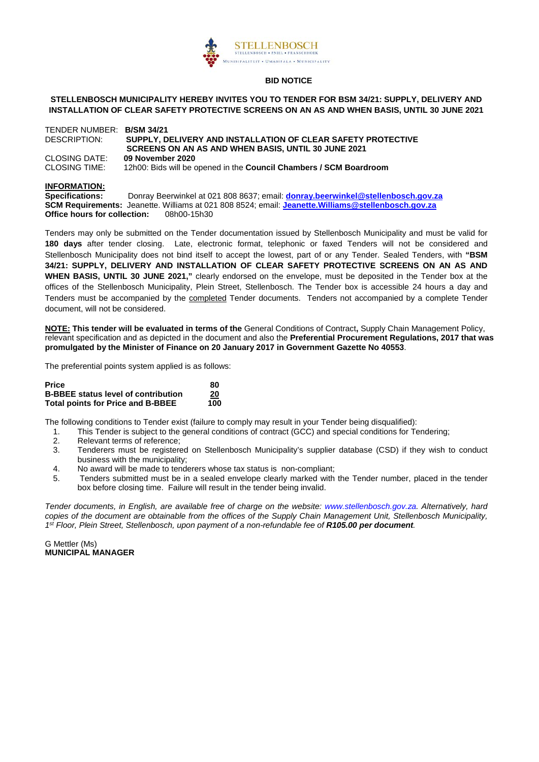STELLENBOSCH
STELLENBOSCH • PNIEL • FRANSCHHOEK
MUNISIPALITEIT • UMASIPALA • MUNICIPALITY

# BID NOTICE

**STELLENBOSCH MUNICIPALITY HEREBY INVITES YOU TO TENDER FOR BSM 34/21: SUPPLY, DELIVERY AND INSTALLATION OF CLEAR SAFETY PROTECTIVE SCREENS ON AN AS AND WHEN BASIS, UNTIL 30 JUNE 2021**

TENDER NUMBER: **B/SM 34/21**
DESCRIPTION: **SUPPLY, DELIVERY AND INSTALLATION OF CLEAR SAFETY PROTECTIVE SCREENS ON AN AS AND WHEN BASIS, UNTIL 30 JUNE 2021**
CLOSING DATE: **09 November 2020**
CLOSING TIME: 12h00: Bids will be opened in the **Council Chambers / SCM Boardroom**

**INFORMATION:**
**Specifications:** Donray Beerwinkel at 021 808 8637; email: **donray.beerwinkel@stellenbosch.gov.za**
**SCM Requirements:** Jeanette. Williams at 021 808 8524; email: **Jeanette.Williams@stellenbosch.gov.za**
**Office hours for collection:** 08h00-15h30

Tenders may only be submitted on the Tender documentation issued by Stellenbosch Municipality and must be valid for **180 days** after tender closing. Late, electronic format, telephonic or faxed Tenders will not be considered and Stellenbosch Municipality does not bind itself to accept the lowest, part of or any Tender. Sealed Tenders, with **"BSM 34/21: SUPPLY, DELIVERY AND INSTALLATION OF CLEAR SAFETY PROTECTIVE SCREENS ON AN AS AND WHEN BASIS, UNTIL 30 JUNE 2021,"** clearly endorsed on the envelope, must be deposited in the Tender box at the offices of the Stellenbosch Municipality, Plein Street, Stellenbosch. The Tender box is accessible 24 hours a day and Tenders must be accompanied by the completed Tender documents. Tenders not accompanied by a complete Tender document, will not be considered.

**NOTE: This tender will be evaluated in terms of the** General Conditions of Contract**,** Supply Chain Management Policy, relevant specification and as depicted in the document and also the **Preferential Procurement Regulations, 2017 that was promulgated by the Minister of Finance on 20 January 2017 in Government Gazette No 40553**.

The preferential points system applied is as follows:

| | |
|---|---|
| **Price** | **80** |
| **B-BBEE status level of contribution** | **20** |
| **Total points for Price and B-BBEE** | **100** |

The following conditions to Tender exist (failure to comply may result in your Tender being disqualified):

1. This Tender is subject to the general conditions of contract (GCC) and special conditions for Tendering;
2. Relevant terms of reference;
3. Tenderers must be registered on Stellenbosch Municipality's supplier database (CSD) if they wish to conduct business with the municipality;
4. No award will be made to tenderers whose tax status is non-compliant;
5. Tenders submitted must be in a sealed envelope clearly marked with the Tender number, placed in the tender box before closing time. Failure will result in the tender being invalid.

*Tender documents, in English, are available free of charge on the website: www.stellenbosch.gov.za. Alternatively, hard copies of the document are obtainable from the offices of the Supply Chain Management Unit, Stellenbosch Municipality, 1st Floor, Plein Street, Stellenbosch, upon payment of a non-refundable fee of **R105.00 per document**.*

G Mettler (Ms)
**MUNICIPAL MANAGER**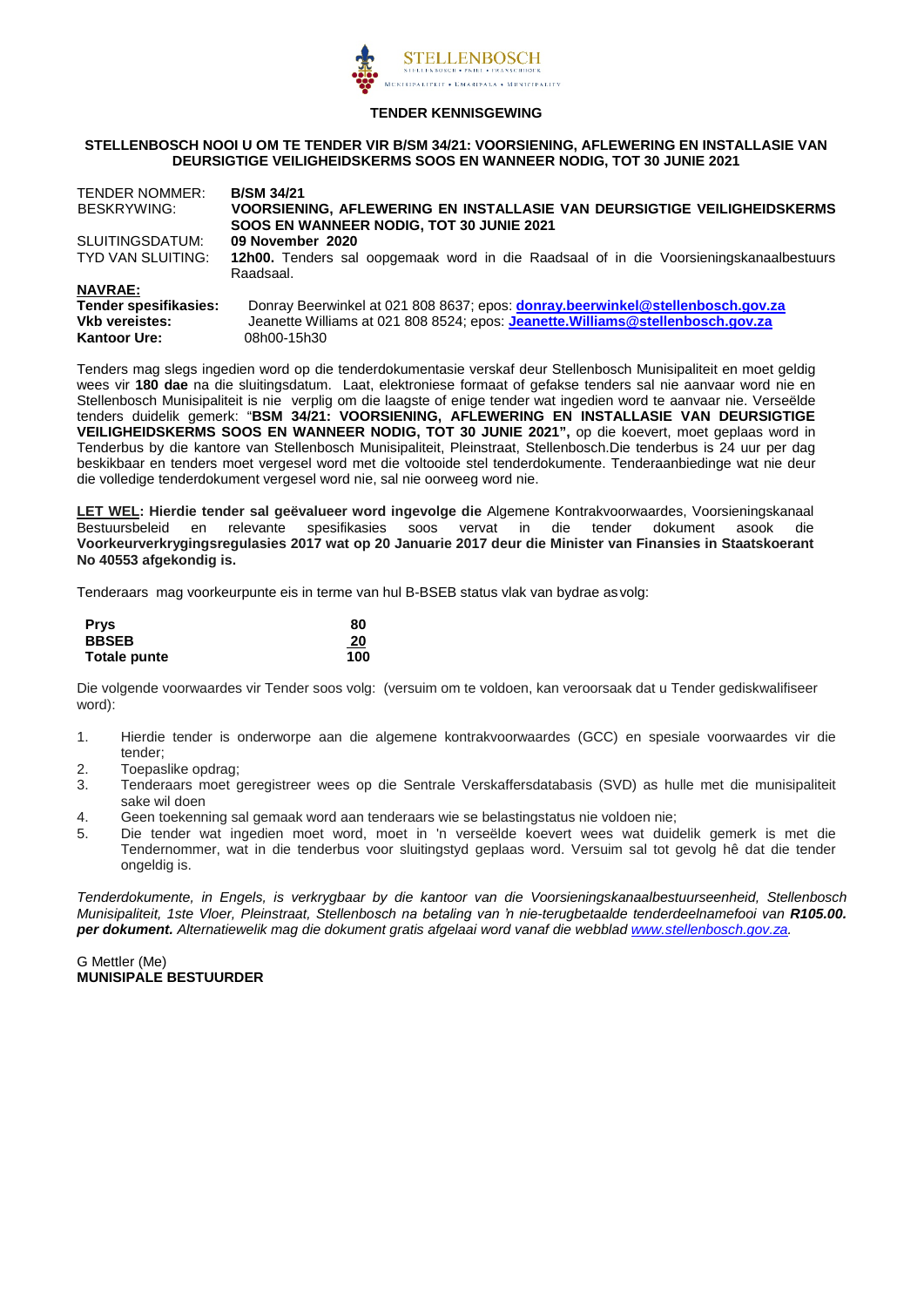STELLENBOSCH
STELLENBOSCH • PNIEL • FRANSCHHOEK
MUNISIPALITEIT • UMASIPALA • MUNICIPALITY

## TENDER KENNISGEWING

**STELLENBOSCH NOOI U OM TE TENDER VIR B/SM 34/21: VOORSIENING, AFLEWERING EN INSTALLASIE VAN DEURSIGTIGE VEILIGHEIDSKERMS SOOS EN WANNEER NODIG, TOT 30 JUNIE 2021**

| | |
|---|---|
| TENDER NOMMER: | **B/SM 34/21** |
| BESKRYWING: | **VOORSIENING, AFLEWERING EN INSTALLASIE VAN DEURSIGTIGE VEILIGHEIDSKERMS SOOS EN WANNEER NODIG, TOT 30 JUNIE 2021** |
| SLUITINGSDATUM: | **09 November 2020** |
| TYD VAN SLUITING: | **12h00.** Tenders sal oopgemaak word in die Raadsaal of in die Voorsieningskanaalbestuurs Raadsaal. |

**NAVRAE:**

| | |
|---|---|
| **Tender spesifikasies:** | Donray Beerwinkel at 021 808 8637; epos: **donray.beerwinkel@stellenbosch.gov.za** |
| **Vkb vereistes:** | Jeanette Williams at 021 808 8524; epos: **Jeanette.Williams@stellenbosch.gov.za** |
| **Kantoor Ure:** | 08h00-15h30 |

Tenders mag slegs ingedien word op die tenderdokumentasie verskaf deur Stellenbosch Munisipaliteit en moet geldig wees vir **180 dae** na die sluitingsdatum. Laat, elektroniese formaat of gefakse tenders sal nie aanvaar word nie en Stellenbosch Munisipaliteit is nie verplig om die laagste of enige tender wat ingedien word te aanvaar nie. Verseëlde tenders duidelik gemerk: "**BSM 34/21: VOORSIENING, AFLEWERING EN INSTALLASIE VAN DEURSIGTIGE VEILIGHEIDSKERMS SOOS EN WANNEER NODIG, TOT 30 JUNIE 2021",** op die koevert, moet geplaas word in Tenderbus by die kantore van Stellenbosch Munisipaliteit, Pleinstraat, Stellenbosch.Die tenderbus is 24 uur per dag beskikbaar en tenders moet vergesel word met die voltooide stel tenderdokumente. Tenderaanbiedinge wat nie deur die volledige tenderdokument vergesel word nie, sal nie oorweeg word nie.

**LET WEL: Hierdie tender sal geëvalueer word ingevolge die** Algemene Kontrakvoorwaardes, Voorsieningskanaal Bestuursbeleid en relevante spesifikasies soos vervat in die tender dokument asook die **Voorkeurverkrygingsregulasies 2017 wat op 20 Januarie 2017 deur die Minister van Finansies in Staatskoerant No 40553 afgekondig is.**

Tenderaars mag voorkeurpunte eis in terme van hul B-BSEB status vlak van bydrae as volg:

| | |
|---|---|
| **Prys** | **80** |
| **BBSEB** | **20** |
| **Totale punte** | **100** |

Die volgende voorwaardes vir Tender soos volg: (versuim om te voldoen, kan veroorsaak dat u Tender gediskwalifiseer word):

1. Hierdie tender is onderworpe aan die algemene kontrakvoorwaardes (GCC) en spesiale voorwaardes vir die tender;
2. Toepaslike opdrag;
3. Tenderaars moet geregistreer wees op die Sentrale Verskaffersdatabasis (SVD) as hulle met die munisipaliteit sake wil doen
4. Geen toekenning sal gemaak word aan tenderaars wie se belastingstatus nie voldoen nie;
5. Die tender wat ingedien moet word, moet in 'n verseëlde koevert wees wat duidelik gemerk is met die Tendernommer, wat in die tenderbus voor sluitingstyd geplaas word. Versuim sal tot gevolg hê dat die tender ongeldig is.

*Tenderdokumente, in Engels, is verkrygbaar by die kantoor van die Voorsieningskanaalbestuurseenheid, Stellenbosch Munisipaliteit, 1ste Vloer, Pleinstraat, Stellenbosch na betaling van 'n nie-terugbetaalde tenderdeelnamefooi van **R105.00. per dokument.** Alternatiewelik mag die dokument gratis afgelaai word vanaf die webblad www.stellenbosch.gov.za.*

G Mettler (Me)
**MUNISIPALE BESTUURDER**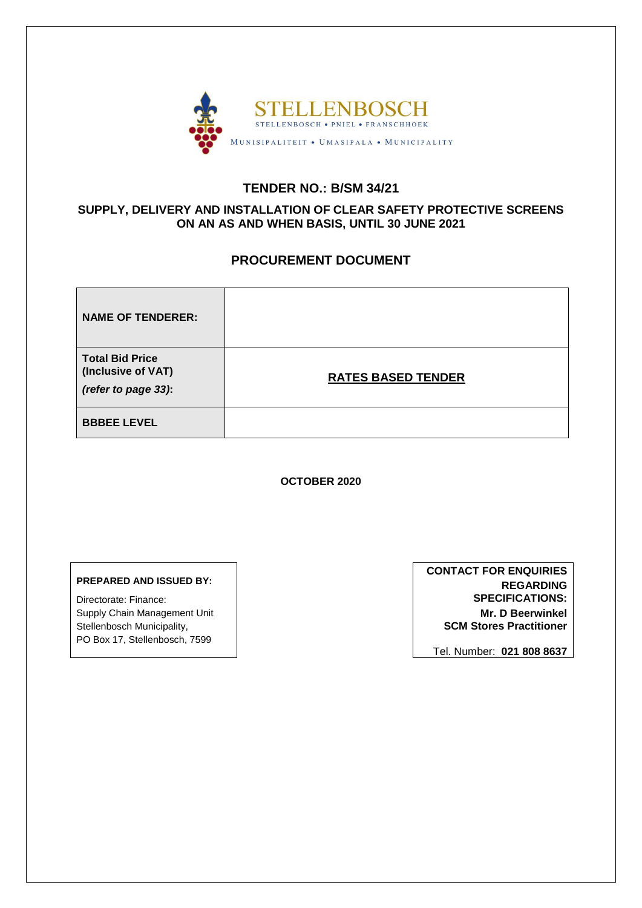STELLENBOSCH

STELLENBOSCH • PNIEL • FRANSCHHOEK

MUNISIPALITEIT • UMASIPALA • MUNICIPALITY

## TENDER NO.: B/SM 34/21

### SUPPLY, DELIVERY AND INSTALLATION OF CLEAR SAFETY PROTECTIVE SCREENS ON AN AS AND WHEN BASIS, UNTIL 30 JUNE 2021

## PROCUREMENT DOCUMENT

| | |
|---|---|
| **NAME OF TENDERER:** | |
| **Total Bid Price (Inclusive of VAT)** ***(refer to page 33)*:** | **RATES BASED TENDER** |
| **BBBEE LEVEL** | |

**OCTOBER 2020**

**PREPARED AND ISSUED BY:**

Directorate: Finance:
Supply Chain Management Unit
Stellenbosch Municipality,
PO Box 17, Stellenbosch, 7599

**CONTACT FOR ENQUIRIES REGARDING SPECIFICATIONS:**
**Mr. D Beerwinkel**
**SCM Stores Practitioner**

Tel. Number: **021 808 8637**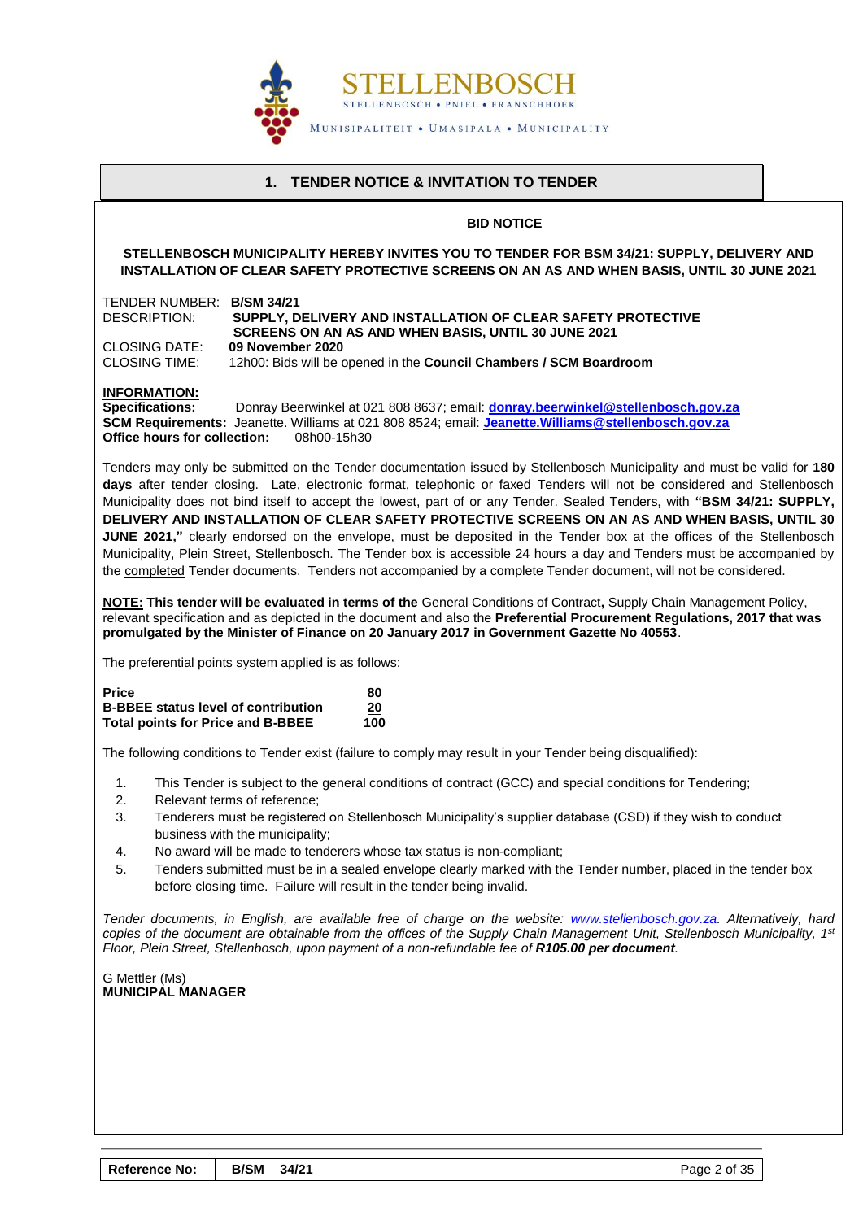STELLENBOSCH

STELLENBOSCH • PNIEL • FRANSCHHOEK

MUNISIPALITEIT • UMASIPALA • MUNICIPALITY

# 1. TENDER NOTICE & INVITATION TO TENDER

**BID NOTICE**

**STELLENBOSCH MUNICIPALITY HEREBY INVITES YOU TO TENDER FOR BSM 34/21: SUPPLY, DELIVERY AND INSTALLATION OF CLEAR SAFETY PROTECTIVE SCREENS ON AN AS AND WHEN BASIS, UNTIL 30 JUNE 2021**

TENDER NUMBER: **B/SM 34/21**
DESCRIPTION: **SUPPLY, DELIVERY AND INSTALLATION OF CLEAR SAFETY PROTECTIVE SCREENS ON AN AS AND WHEN BASIS, UNTIL 30 JUNE 2021**
CLOSING DATE: **09 November 2020**
CLOSING TIME: 12h00: Bids will be opened in the **Council Chambers / SCM Boardroom**

**INFORMATION:**
**Specifications:** Donray Beerwinkel at 021 808 8637; email: **donray.beerwinkel@stellenbosch.gov.za**
**SCM Requirements:** Jeanette. Williams at 021 808 8524; email: **Jeanette.Williams@stellenbosch.gov.za**
**Office hours for collection:** 08h00-15h30

Tenders may only be submitted on the Tender documentation issued by Stellenbosch Municipality and must be valid for **180 days** after tender closing. Late, electronic format, telephonic or faxed Tenders will not be considered and Stellenbosch Municipality does not bind itself to accept the lowest, part of or any Tender. Sealed Tenders, with **"BSM 34/21: SUPPLY, DELIVERY AND INSTALLATION OF CLEAR SAFETY PROTECTIVE SCREENS ON AN AS AND WHEN BASIS, UNTIL 30 JUNE 2021,"** clearly endorsed on the envelope, must be deposited in the Tender box at the offices of the Stellenbosch Municipality, Plein Street, Stellenbosch. The Tender box is accessible 24 hours a day and Tenders must be accompanied by the completed Tender documents. Tenders not accompanied by a complete Tender document, will not be considered.

**NOTE: This tender will be evaluated in terms of the** General Conditions of Contract**,** Supply Chain Management Policy, relevant specification and as depicted in the document and also the **Preferential Procurement Regulations, 2017 that was promulgated by the Minister of Finance on 20 January 2017 in Government Gazette No 40553**.

The preferential points system applied is as follows:

| | |
|---|---|
| **Price** | **80** |
| **B-BBEE status level of contribution** | **20** |
| **Total points for Price and B-BBEE** | **100** |

The following conditions to Tender exist (failure to comply may result in your Tender being disqualified):

1. This Tender is subject to the general conditions of contract (GCC) and special conditions for Tendering;
2. Relevant terms of reference;
3. Tenderers must be registered on Stellenbosch Municipality's supplier database (CSD) if they wish to conduct business with the municipality;
4. No award will be made to tenderers whose tax status is non-compliant;
5. Tenders submitted must be in a sealed envelope clearly marked with the Tender number, placed in the tender box before closing time. Failure will result in the tender being invalid.

*Tender documents, in English, are available free of charge on the website: www.stellenbosch.gov.za. Alternatively, hard copies of the document are obtainable from the offices of the Supply Chain Management Unit, Stellenbosch Municipality, 1st Floor, Plein Street, Stellenbosch, upon payment of a non-refundable fee of **R105.00 per document**.*

G Mettler (Ms)
**MUNICIPAL MANAGER**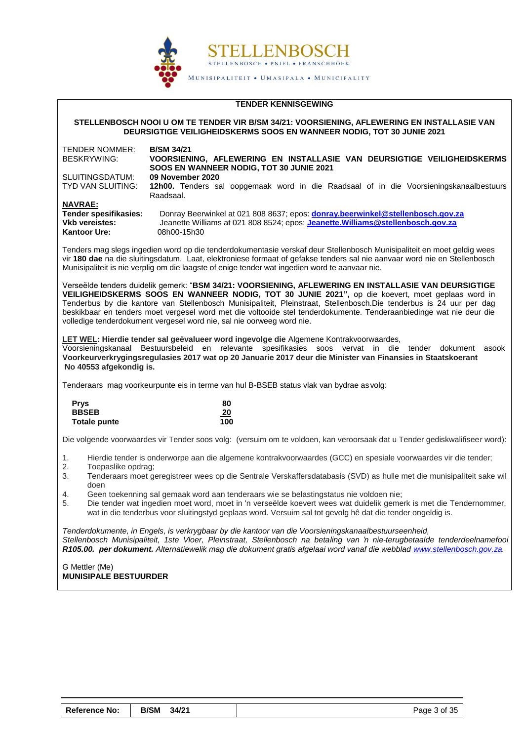STELLENBOSCH

STELLENBOSCH • PNIEL • FRANSCHHOEK

MUNISIPALITEIT • UMASIPALA • MUNICIPALITY

**TENDER KENNISGEWING**

**STELLENBOSCH NOOI U OM TE TENDER VIR B/SM 34/21: VOORSIENING, AFLEWERING EN INSTALLASIE VAN DEURSIGTIGE VEILIGHEIDSKERMS SOOS EN WANNEER NODIG, TOT 30 JUNIE 2021**

TENDER NOMMER: **B/SM 34/21**
BESKRYWING: **VOORSIENING, AFLEWERING EN INSTALLASIE VAN DEURSIGTIGE VEILIGHEIDSKERMS SOOS EN WANNEER NODIG, TOT 30 JUNIE 2021**
SLUITINGSDATUM: **09 November 2020**
TYD VAN SLUITING: **12h00.** Tenders sal oopgemaak word in die Raadsaal of in die Voorsieningskanaalbestuurs Raadsaal.

**NAVRAE:**
**Tender spesifikasies:** Donray Beerwinkel at 021 808 8637; epos: **donray.beerwinkel@stellenbosch.gov.za**
**Vkb vereistes:** Jeanette Williams at 021 808 8524; epos: **Jeanette.Williams@stellenbosch.gov.za**
**Kantoor Ure:** 08h00-15h30

Tenders mag slegs ingedien word op die tenderdokumentasie verskaf deur Stellenbosch Munisipaliteit en moet geldig wees vir **180 dae** na die sluitingsdatum. Laat, elektroniese formaat of gefakse tenders sal nie aanvaar word nie en Stellenbosch Munisipaliteit is nie verplig om die laagste of enige tender wat ingedien word te aanvaar nie.

Verseëlde tenders duidelik gemerk: "**BSM 34/21: VOORSIENING, AFLEWERING EN INSTALLASIE VAN DEURSIGTIGE VEILIGHEIDSKERMS SOOS EN WANNEER NODIG, TOT 30 JUNIE 2021",** op die koevert, moet geplaas word in Tenderbus by die kantore van Stellenbosch Munisipaliteit, Pleinstraat, Stellenbosch.Die tenderbus is 24 uur per dag beskikbaar en tenders moet vergesel word met die voltooide stel tenderdokumente. Tenderaanbiedinge wat nie deur die volledige tenderdokument vergesel word nie, sal nie oorweeg word nie.

**LET WEL: Hierdie tender sal geëvalueer word ingevolge die** Algemene Kontrakvoorwaardes, Voorsieningskanaal Bestuursbeleid en relevante spesifikasies soos vervat in die tender dokument asook **Voorkeurverkrygingsregulasies 2017 wat op 20 Januarie 2017 deur die Minister van Finansies in Staatskoerant No 40553 afgekondig is.**

Tenderaars mag voorkeurpunte eis in terme van hul B-BSEB status vlak van bydrae as volg:

| | |
|---|---|
| **Prys** | **80** |
| **BBSEB** | **20** |
| **Totale punte** | **100** |

Die volgende voorwaardes vir Tender soos volg: (versuim om te voldoen, kan veroorsaak dat u Tender gediskwalifiseer word):

1. Hierdie tender is onderworpe aan die algemene kontrakvoorwaardes (GCC) en spesiale voorwaardes vir die tender;
2. Toepaslike opdrag;
3. Tenderaars moet geregistreer wees op die Sentrale Verskaffersdatabasis (SVD) as hulle met die munisipaliteit sake wil doen
4. Geen toekenning sal gemaak word aan tenderaars wie se belastingstatus nie voldoen nie;
5. Die tender wat ingedien moet word, moet in 'n verseëlde koevert wees wat duidelik gemerk is met die Tendernommer, wat in die tenderbus voor sluitingstyd geplaas word. Versuim sal tot gevolg hê dat die tender ongeldig is.

*Tenderdokumente, in Engels, is verkrygbaar by die kantoor van die Voorsieningskanaalbestuurseenheid, Stellenbosch Munisipaliteit, 1ste Vloer, Pleinstraat, Stellenbosch na betaling van 'n nie-terugbetaalde tenderdeelnamefooi **R105.00. per dokument.** Alternatiewelik mag die dokument gratis afgelaai word vanaf die webblad www.stellenbosch.gov.za.*

G Mettler (Me)
**MUNISIPALE BESTUURDER**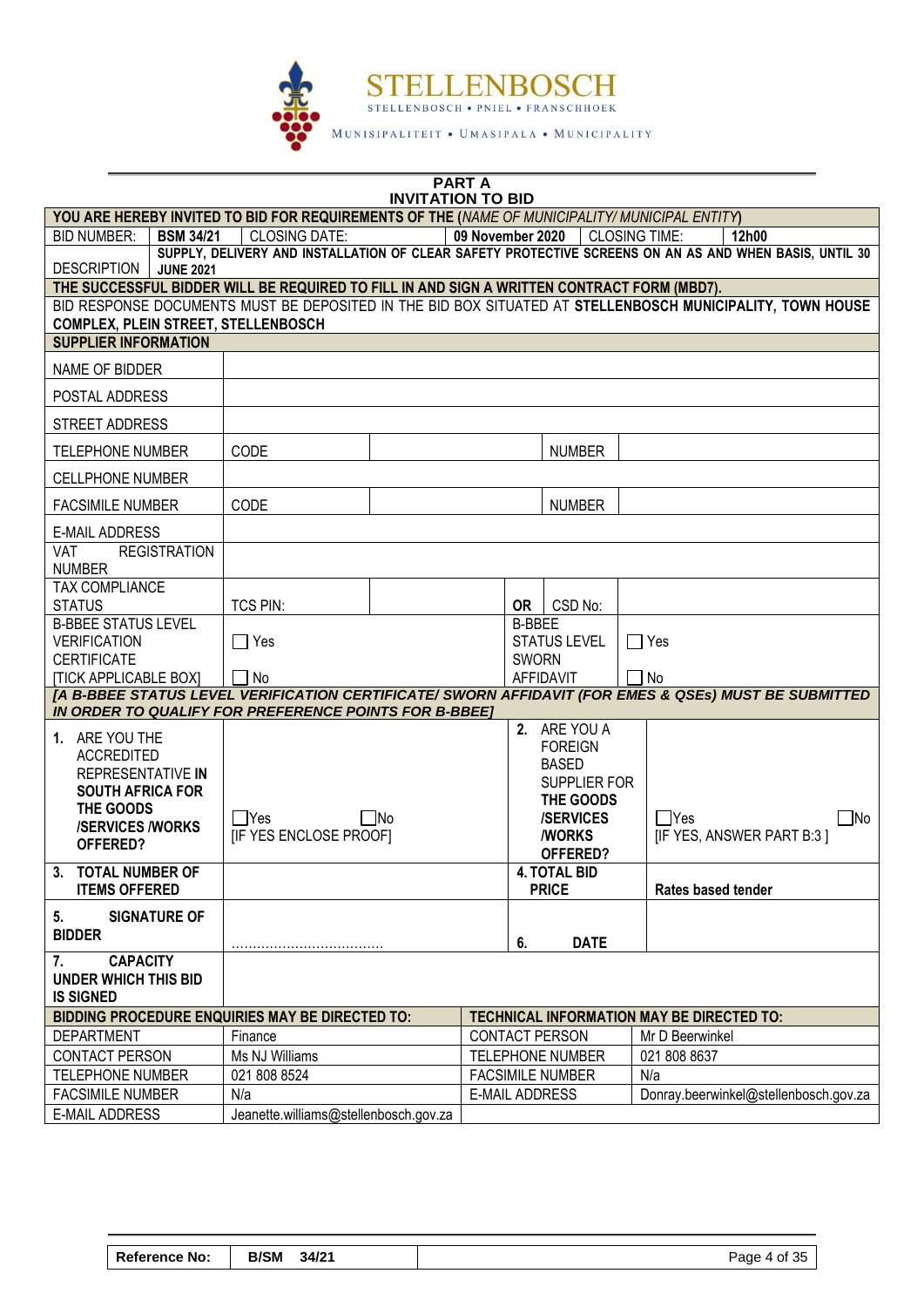STELLENBOSCH

STELLENBOSCH • PNIEL • FRANSCHHOEK

MUNISIPALITEIT • UMASIPALA • MUNICIPALITY

## PART A
## INVITATION TO BID

| YOU ARE HEREBY INVITED TO BID FOR REQUIREMENTS OF THE (*NAME OF MUNICIPALITY/ MUNICIPAL ENTITY*) | | | | | |
|---|---|---|---|---|---|
| BID NUMBER: | **BSM 34/21** | CLOSING DATE: | **09 November 2020** | CLOSING TIME: | **12h00** |
| DESCRIPTION | **SUPPLY, DELIVERY AND INSTALLATION OF CLEAR SAFETY PROTECTIVE SCREENS ON AN AS AND WHEN BASIS, UNTIL 30 JUNE 2021** | | | | |
| **THE SUCCESSFUL BIDDER WILL BE REQUIRED TO FILL IN AND SIGN A WRITTEN CONTRACT FORM (MBD7).** | | | | | |
| BID RESPONSE DOCUMENTS MUST BE DEPOSITED IN THE BID BOX SITUATED AT **STELLENBOSCH MUNICIPALITY, TOWN HOUSE COMPLEX, PLEIN STREET, STELLENBOSCH** | | | | | |

| **SUPPLIER INFORMATION** | | | | | |
|---|---|---|---|---|---|
| NAME OF BIDDER | | | | | |
| POSTAL ADDRESS | | | | | |
| STREET ADDRESS | | | | | |
| TELEPHONE NUMBER | CODE | | | NUMBER | |
| CELLPHONE NUMBER | | | | | |
| FACSIMILE NUMBER | CODE | | | NUMBER | |
| E-MAIL ADDRESS | | | | | |
| VAT REGISTRATION NUMBER | | | | | |
| TAX COMPLIANCE STATUS | TCS PIN: | | **OR** | CSD No: | |
| B-BBEE STATUS LEVEL VERIFICATION CERTIFICATE [TICK APPLICABLE BOX] | ☐ Yes ☐ No | | B-BBEE STATUS LEVEL SWORN AFFIDAVIT | | ☐ Yes ☐ No |
| ***[A B-BBEE STATUS LEVEL VERIFICATION CERTIFICATE/ SWORN AFFIDAVIT (FOR EMES & QSEs) MUST BE SUBMITTED IN ORDER TO QUALIFY FOR PREFERENCE POINTS FOR B-BBEE]*** | | | | | |
| **1.** ARE YOU THE ACCREDITED REPRESENTATIVE **IN SOUTH AFRICA FOR THE GOODS /SERVICES /WORKS OFFERED?** | ☐Yes ☐No [IF YES ENCLOSE PROOF] | | **2.** ARE YOU A FOREIGN BASED SUPPLIER FOR **THE GOODS /SERVICES /WORKS OFFERED?** | | ☐Yes ☐No [IF YES, ANSWER PART B:3 ] |
| **3. TOTAL NUMBER OF ITEMS OFFERED** | | | **4. TOTAL BID PRICE** | | **Rates based tender** |
| **5. SIGNATURE OF BIDDER** | ……………………………… | | **6. DATE** | | |
| **7. CAPACITY UNDER WHICH THIS BID IS SIGNED** | | | | | |

| **BIDDING PROCEDURE ENQUIRIES MAY BE DIRECTED TO:** | | **TECHNICAL INFORMATION MAY BE DIRECTED TO:** | |
|---|---|---|---|
| DEPARTMENT | Finance | CONTACT PERSON | Mr D Beerwinkel |
| CONTACT PERSON | Ms NJ Williams | TELEPHONE NUMBER | 021 808 8637 |
| TELEPHONE NUMBER | 021 808 8524 | FACSIMILE NUMBER | N/a |
| FACSIMILE NUMBER | N/a | E-MAIL ADDRESS | Donray.beerwinkel@stellenbosch.gov.za |
| E-MAIL ADDRESS | Jeanette.williams@stellenbosch.gov.za | | |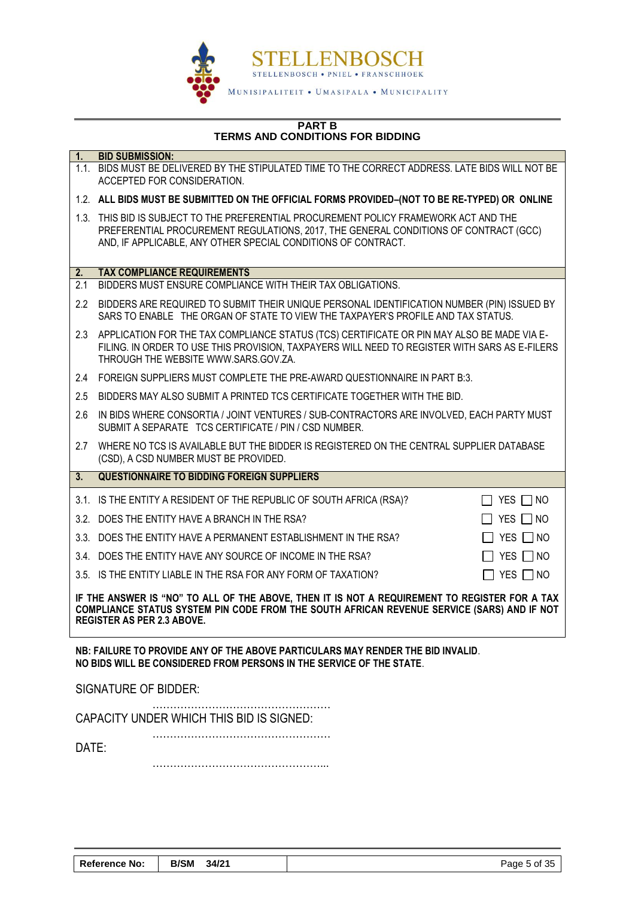## PART B
## TERMS AND CONDITIONS FOR BIDDING

**1. BID SUBMISSION:**

1.1. BIDS MUST BE DELIVERED BY THE STIPULATED TIME TO THE CORRECT ADDRESS. LATE BIDS WILL NOT BE ACCEPTED FOR CONSIDERATION.

1.2. **ALL BIDS MUST BE SUBMITTED ON THE OFFICIAL FORMS PROVIDED–(NOT TO BE RE-TYPED) OR ONLINE**

1.3. THIS BID IS SUBJECT TO THE PREFERENTIAL PROCUREMENT POLICY FRAMEWORK ACT AND THE PREFERENTIAL PROCUREMENT REGULATIONS, 2017, THE GENERAL CONDITIONS OF CONTRACT (GCC) AND, IF APPLICABLE, ANY OTHER SPECIAL CONDITIONS OF CONTRACT.

**2. TAX COMPLIANCE REQUIREMENTS**

2.1 BIDDERS MUST ENSURE COMPLIANCE WITH THEIR TAX OBLIGATIONS.

2.2 BIDDERS ARE REQUIRED TO SUBMIT THEIR UNIQUE PERSONAL IDENTIFICATION NUMBER (PIN) ISSUED BY SARS TO ENABLE THE ORGAN OF STATE TO VIEW THE TAXPAYER'S PROFILE AND TAX STATUS.

2.3 APPLICATION FOR THE TAX COMPLIANCE STATUS (TCS) CERTIFICATE OR PIN MAY ALSO BE MADE VIA E-FILING. IN ORDER TO USE THIS PROVISION, TAXPAYERS WILL NEED TO REGISTER WITH SARS AS E-FILERS THROUGH THE WEBSITE WWW.SARS.GOV.ZA.

2.4 FOREIGN SUPPLIERS MUST COMPLETE THE PRE-AWARD QUESTIONNAIRE IN PART B:3.

2.5 BIDDERS MAY ALSO SUBMIT A PRINTED TCS CERTIFICATE TOGETHER WITH THE BID.

2.6 IN BIDS WHERE CONSORTIA / JOINT VENTURES / SUB-CONTRACTORS ARE INVOLVED, EACH PARTY MUST SUBMIT A SEPARATE TCS CERTIFICATE / PIN / CSD NUMBER.

2.7 WHERE NO TCS IS AVAILABLE BUT THE BIDDER IS REGISTERED ON THE CENTRAL SUPPLIER DATABASE (CSD), A CSD NUMBER MUST BE PROVIDED.

**3. QUESTIONNAIRE TO BIDDING FOREIGN SUPPLIERS**

| | | |
|---|---|---|
| 3.1. | IS THE ENTITY A RESIDENT OF THE REPUBLIC OF SOUTH AFRICA (RSA)? | ☐ YES ☐ NO |
| 3.2. | DOES THE ENTITY HAVE A BRANCH IN THE RSA? | ☐ YES ☐ NO |
| 3.3. | DOES THE ENTITY HAVE A PERMANENT ESTABLISHMENT IN THE RSA? | ☐ YES ☐ NO |
| 3.4. | DOES THE ENTITY HAVE ANY SOURCE OF INCOME IN THE RSA? | ☐ YES ☐ NO |
| 3.5. | IS THE ENTITY LIABLE IN THE RSA FOR ANY FORM OF TAXATION? | ☐ YES ☐ NO |

**IF THE ANSWER IS "NO" TO ALL OF THE ABOVE, THEN IT IS NOT A REQUIREMENT TO REGISTER FOR A TAX COMPLIANCE STATUS SYSTEM PIN CODE FROM THE SOUTH AFRICAN REVENUE SERVICE (SARS) AND IF NOT REGISTER AS PER 2.3 ABOVE.**

**NB: FAILURE TO PROVIDE ANY OF THE ABOVE PARTICULARS MAY RENDER THE BID INVALID.**
**NO BIDS WILL BE CONSIDERED FROM PERSONS IN THE SERVICE OF THE STATE.**

SIGNATURE OF BIDDER: ……………………………………………

CAPACITY UNDER WHICH THIS BID IS SIGNED: ……………………………………………

DATE: ……………………………………………

| Reference No: | B/SM 34/21 |
|---|---|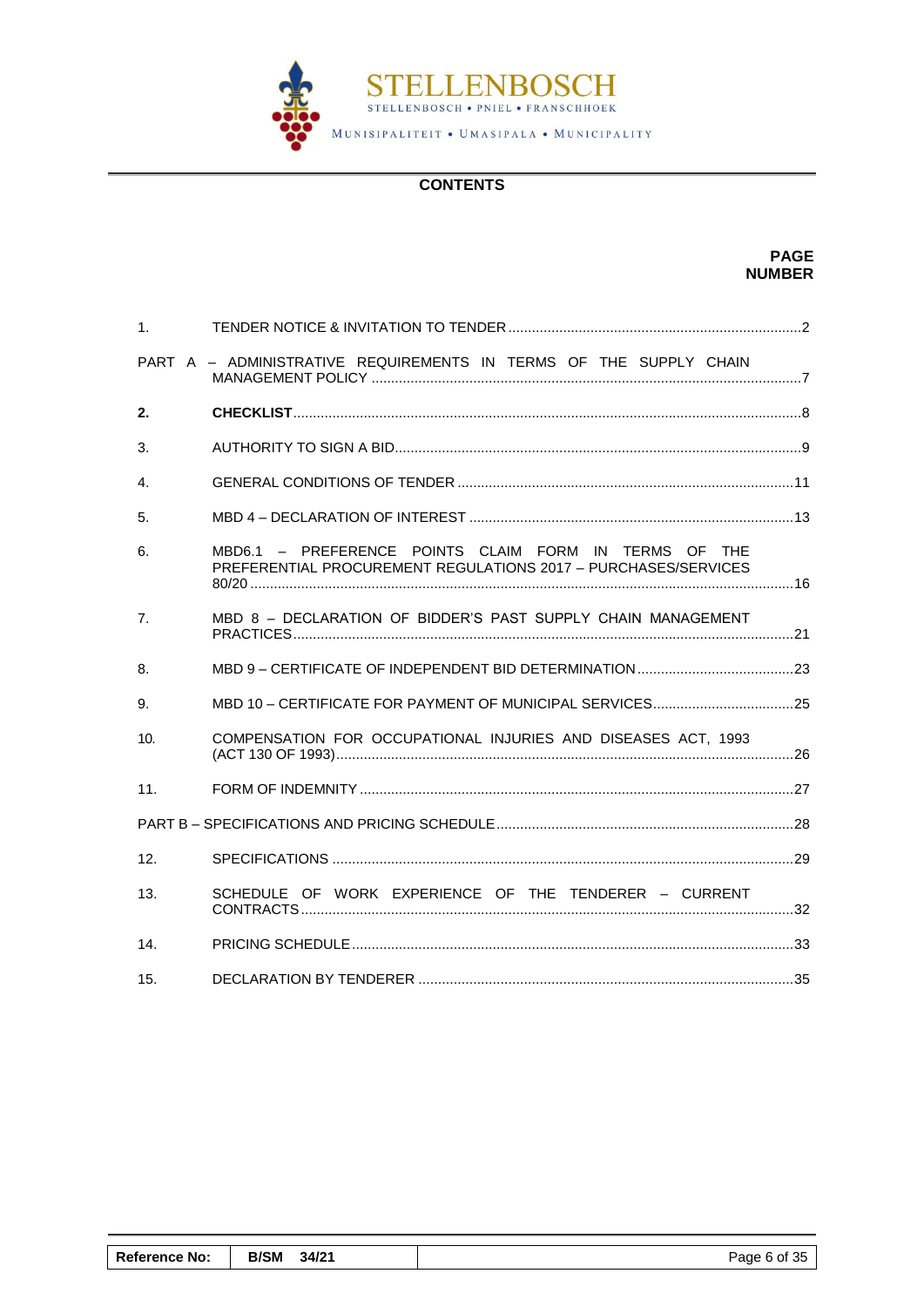## CONTENTS

| | | PAGE NUMBER |
|---|---|---|
| 1. | TENDER NOTICE & INVITATION TO TENDER | 2 |
| PART A – ADMINISTRATIVE REQUIREMENTS IN TERMS OF THE SUPPLY CHAIN MANAGEMENT POLICY | | 7 |
| **2.** | **CHECKLIST** | 8 |
| 3. | AUTHORITY TO SIGN A BID | 9 |
| 4. | GENERAL CONDITIONS OF TENDER | 11 |
| 5. | MBD 4 – DECLARATION OF INTEREST | 13 |
| 6. | MBD6.1 – PREFERENCE POINTS CLAIM FORM IN TERMS OF THE PREFERENTIAL PROCUREMENT REGULATIONS 2017 – PURCHASES/SERVICES 80/20 | 16 |
| 7. | MBD 8 – DECLARATION OF BIDDER'S PAST SUPPLY CHAIN MANAGEMENT PRACTICES | 21 |
| 8. | MBD 9 – CERTIFICATE OF INDEPENDENT BID DETERMINATION | 23 |
| 9. | MBD 10 – CERTIFICATE FOR PAYMENT OF MUNICIPAL SERVICES | 25 |
| 10. | COMPENSATION FOR OCCUPATIONAL INJURIES AND DISEASES ACT, 1993 (ACT 130 OF 1993) | 26 |
| 11. | FORM OF INDEMNITY | 27 |
| PART B – SPECIFICATIONS AND PRICING SCHEDULE | | 28 |
| 12. | SPECIFICATIONS | 29 |
| 13. | SCHEDULE OF WORK EXPERIENCE OF THE TENDERER – CURRENT CONTRACTS | 32 |
| 14. | PRICING SCHEDULE | 33 |
| 15. | DECLARATION BY TENDERER | 35 |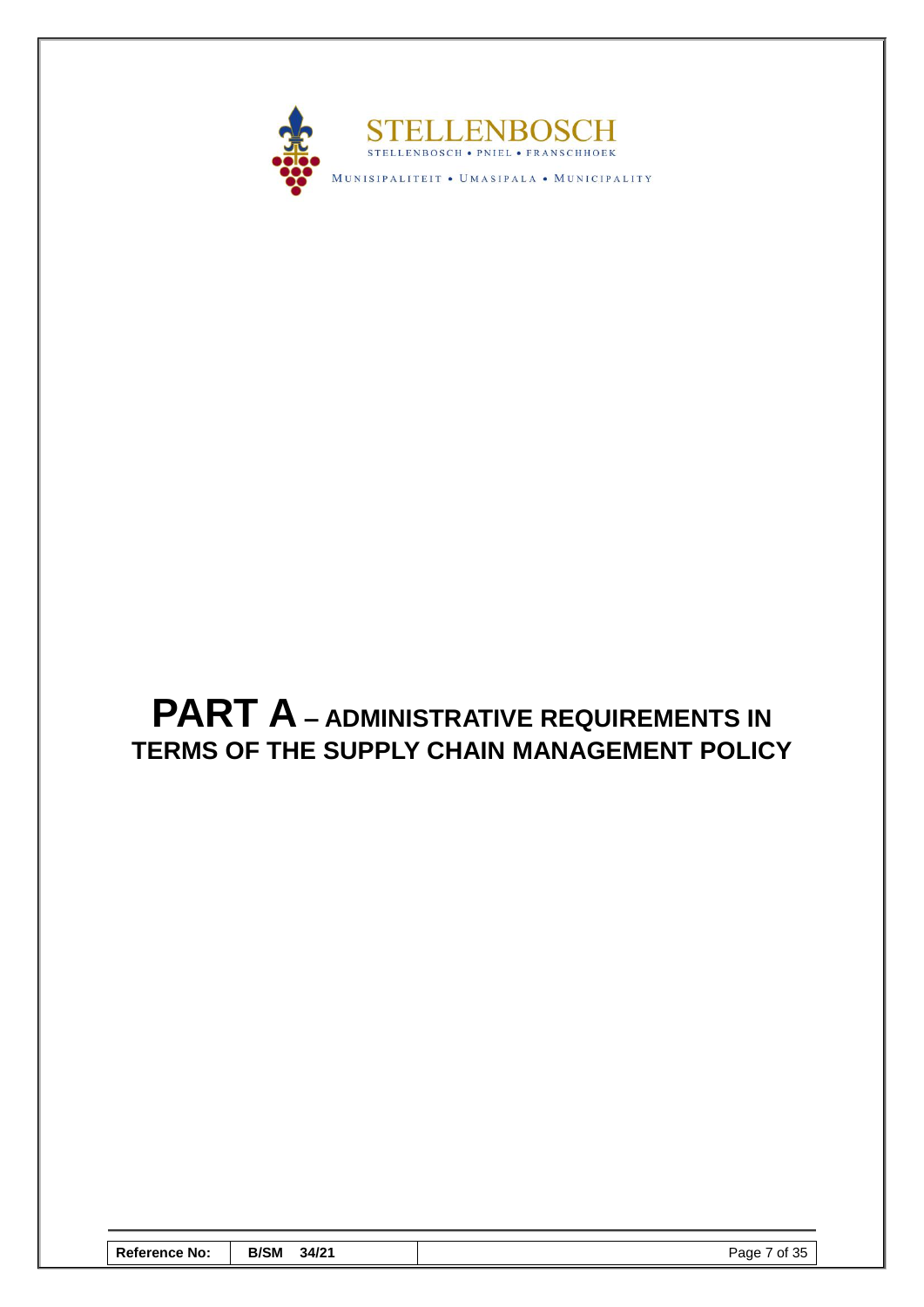# PART A – ADMINISTRATIVE REQUIREMENTS IN TERMS OF THE SUPPLY CHAIN MANAGEMENT POLICY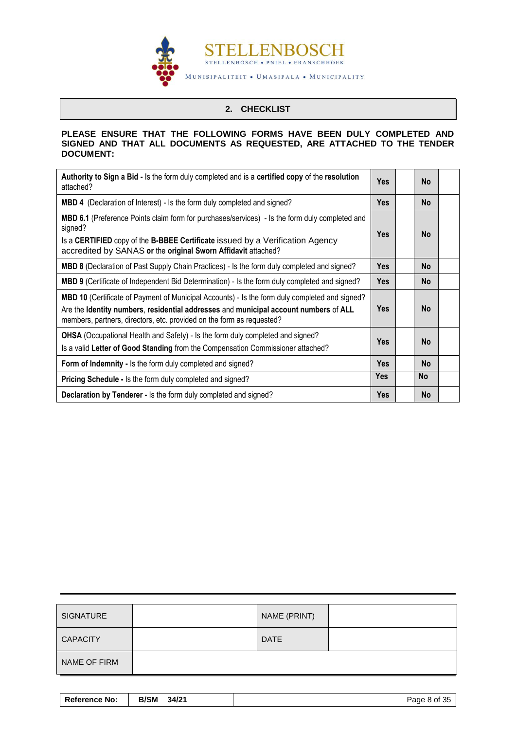## 2. CHECKLIST

**PLEASE ENSURE THAT THE FOLLOWING FORMS HAVE BEEN DULY COMPLETED AND SIGNED AND THAT ALL DOCUMENTS AS REQUESTED, ARE ATTACHED TO THE TENDER DOCUMENT:**

| Item | | | | |
|---|---|---|---|---|
| **Authority to Sign a Bid -** Is the form duly completed and is a **certified copy** of the **resolution** attached? | **Yes** | | **No** | |
| **MBD 4** (Declaration of Interest) - Is the form duly completed and signed? | **Yes** | | **No** | |
| **MBD 6.1** (Preference Points claim form for purchases/services) - Is the form duly completed and signed?<br>Is a **CERTIFIED** copy of the **B-BBEE Certificate** issued by a Verification Agency accredited by SANAS **or** the **original Sworn Affidavit** attached? | **Yes** | | **No** | |
| **MBD 8** (Declaration of Past Supply Chain Practices) - Is the form duly completed and signed? | **Yes** | | **No** | |
| **MBD 9** (Certificate of Independent Bid Determination) - Is the form duly completed and signed? | **Yes** | | **No** | |
| **MBD 10** (Certificate of Payment of Municipal Accounts) - Is the form duly completed and signed?<br>Are the **Identity numbers**, **residential addresses** and **municipal account numbers** of **ALL** members, partners, directors, etc. provided on the form as requested? | **Yes** | | **No** | |
| **OHSA** (Occupational Health and Safety) - Is the form duly completed and signed?<br>Is a valid **Letter of Good Standing** from the Compensation Commissioner attached? | **Yes** | | **No** | |
| **Form of Indemnity -** Is the form duly completed and signed? | **Yes** | | **No** | |
| **Pricing Schedule -** Is the form duly completed and signed? | **Yes** | | **No** | |
| **Declaration by Tenderer -** Is the form duly completed and signed? | **Yes** | | **No** | |

| SIGNATURE | | NAME (PRINT) | |
|---|---|---|---|
| CAPACITY | | DATE | |
| NAME OF FIRM | | | |

| Reference No: | B/SM 34/21 |
|---|---|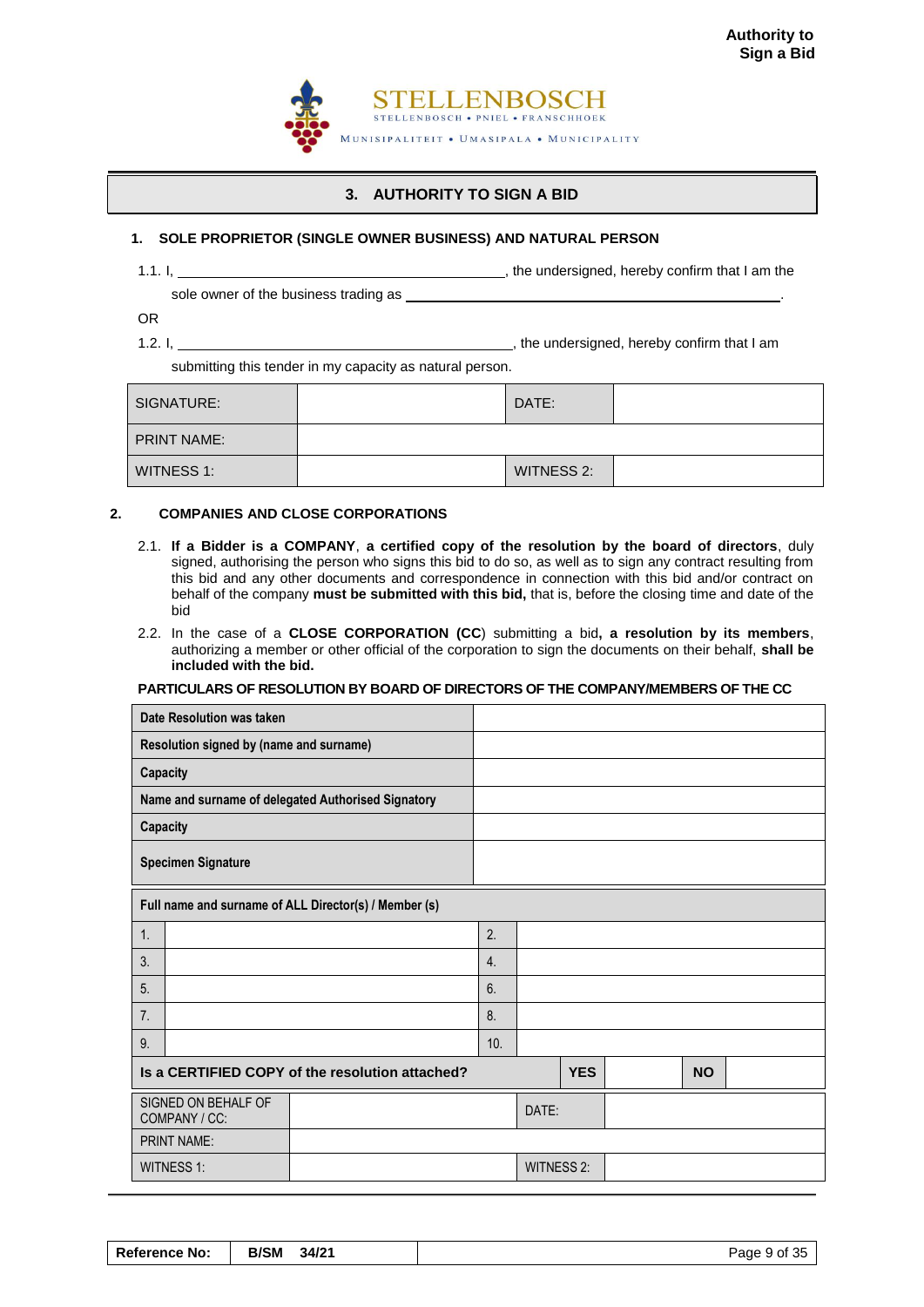# 3. AUTHORITY TO SIGN A BID

## 1. SOLE PROPRIETOR (SINGLE OWNER BUSINESS) AND NATURAL PERSON

1.1. I, ____________________________________________, the undersigned, hereby confirm that I am the sole owner of the business trading as ____________________________________________.

OR

1.2. I, ____________________________________________, the undersigned, hereby confirm that I am submitting this tender in my capacity as natural person.

| SIGNATURE: | | DATE: | |
|---|---|---|---|
| PRINT NAME: | | | |
| WITNESS 1: | | WITNESS 2: | |

## 2. COMPANIES AND CLOSE CORPORATIONS

2.1. **If a Bidder is a COMPANY**, **a certified copy of the resolution by the board of directors**, duly signed, authorising the person who signs this bid to do so, as well as to sign any contract resulting from this bid and any other documents and correspondence in connection with this bid and/or contract on behalf of the company **must be submitted with this bid,** that is, before the closing time and date of the bid

2.2. In the case of a **CLOSE CORPORATION (CC**) submitting a bid**, a resolution by its members**, authorizing a member or other official of the corporation to sign the documents on their behalf, **shall be included with the bid.**

**PARTICULARS OF RESOLUTION BY BOARD OF DIRECTORS OF THE COMPANY/MEMBERS OF THE CC**

| **Date Resolution was taken** | |
|---|---|
| **Resolution signed by (name and surname)** | |
| **Capacity** | |
| **Name and surname of delegated Authorised Signatory** | |
| **Capacity** | |
| **Specimen Signature** | |

| **Full name and surname of ALL Director(s) / Member (s)** | | | |
|---|---|---|---|
| 1. | | 2. | |
| 3. | | 4. | |
| 5. | | 6. | |
| 7. | | 8. | |
| 9. | | 10. | |

| **Is a CERTIFIED COPY of the resolution attached?** | **YES** | | **NO** | |
|---|---|---|---|---|

| SIGNED ON BEHALF OF COMPANY / CC: | | DATE: | |
|---|---|---|---|
| PRINT NAME: | | | |
| WITNESS 1: | | WITNESS 2: | |

| Reference No: | B/SM 34/21 |
|---|---|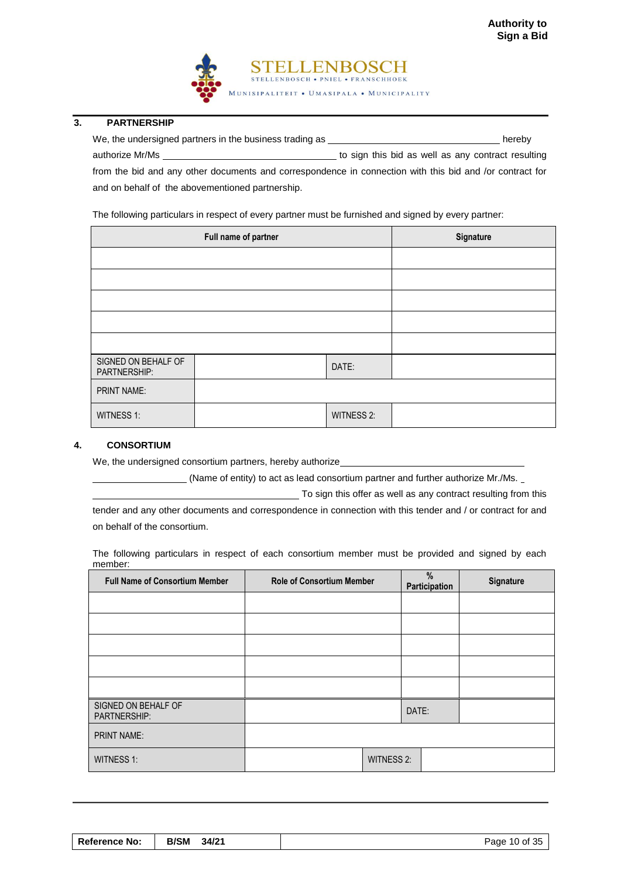## 3. PARTNERSHIP

We, the undersigned partners in the business trading as ________________________________ hereby authorize Mr/Ms ________________________________ to sign this bid as well as any contract resulting from the bid and any other documents and correspondence in connection with this bid and /or contract for and on behalf of the abovementioned partnership.

The following particulars in respect of every partner must be furnished and signed by every partner:

| Full name of partner | | Signature | |
|---|---|---|---|
| | | | |
| | | | |
| | | | |
| | | | |
| | | | |
| SIGNED ON BEHALF OF PARTNERSHIP: | | DATE: | |
| PRINT NAME: | | | |
| WITNESS 1: | | WITNESS 2: | |

## 4. CONSORTIUM

We, the undersigned consortium partners, hereby authorize ________________________________ ________________ (Name of entity) to act as lead consortium partner and further authorize Mr./Ms. ________________________________ To sign this offer as well as any contract resulting from this tender and any other documents and correspondence in connection with this tender and / or contract for and on behalf of the consortium.

The following particulars in respect of each consortium member must be provided and signed by each member:

| Full Name of Consortium Member | Role of Consortium Member | | % Participation | Signature |
|---|---|---|---|---|
| | | | | |
| | | | | |
| | | | | |
| | | | | |
| | | | | |
| SIGNED ON BEHALF OF PARTNERSHIP: | | | DATE: | |
| PRINT NAME: | | | | |
| WITNESS 1: | | WITNESS 2: | | |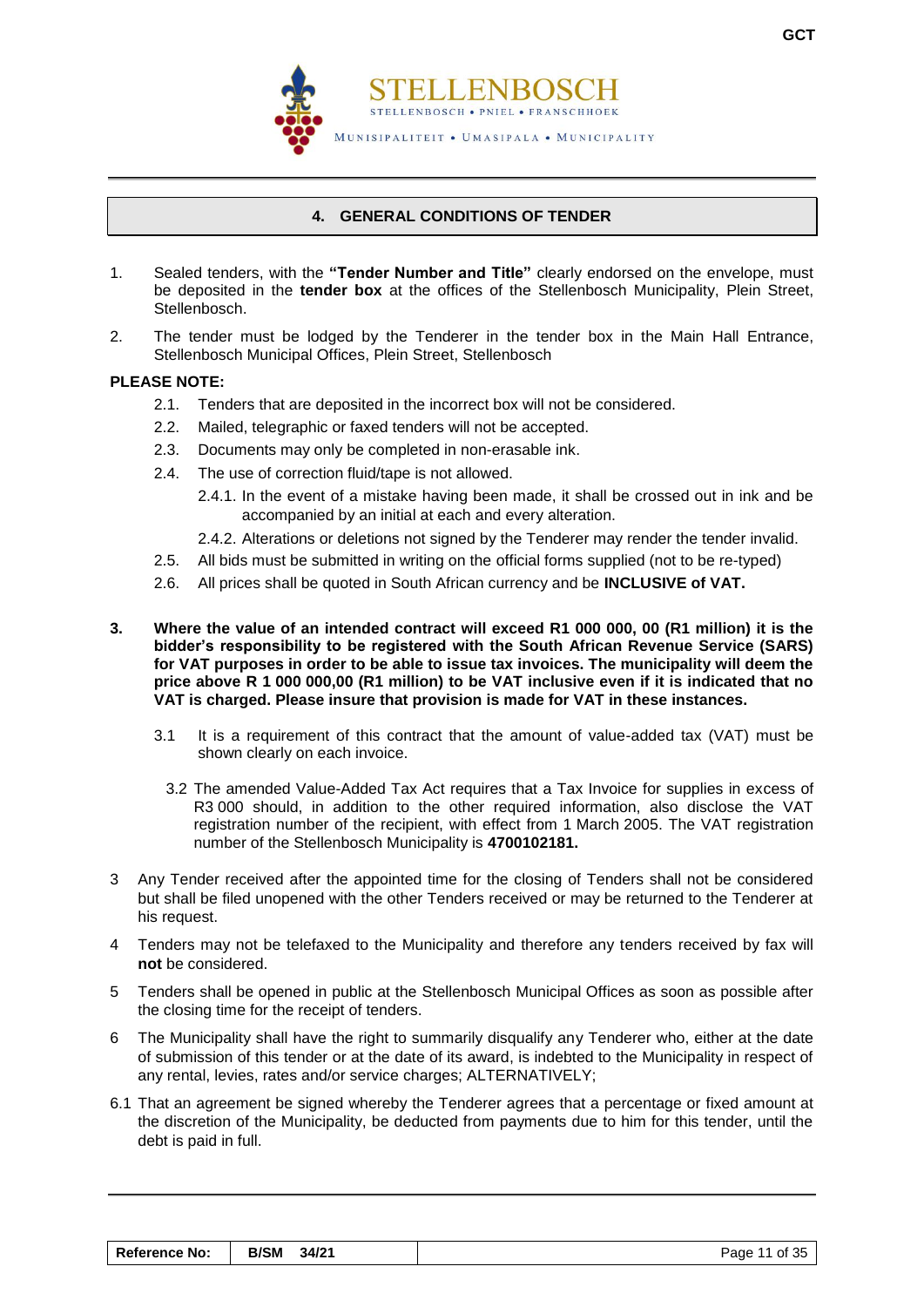## 4. GENERAL CONDITIONS OF TENDER

1. Sealed tenders, with the **"Tender Number and Title"** clearly endorsed on the envelope, must be deposited in the **tender box** at the offices of the Stellenbosch Municipality, Plein Street, Stellenbosch.

2. The tender must be lodged by the Tenderer in the tender box in the Main Hall Entrance, Stellenbosch Municipal Offices, Plein Street, Stellenbosch

**PLEASE NOTE:**

- 2.1. Tenders that are deposited in the incorrect box will not be considered.
- 2.2. Mailed, telegraphic or faxed tenders will not be accepted.
- 2.3. Documents may only be completed in non-erasable ink.
- 2.4. The use of correction fluid/tape is not allowed.
  - 2.4.1. In the event of a mistake having been made, it shall be crossed out in ink and be accompanied by an initial at each and every alteration.
  - 2.4.2. Alterations or deletions not signed by the Tenderer may render the tender invalid.
- 2.5. All bids must be submitted in writing on the official forms supplied (not to be re-typed)
- 2.6. All prices shall be quoted in South African currency and be **INCLUSIVE of VAT.**

**3. Where the value of an intended contract will exceed R1 000 000, 00 (R1 million) it is the bidder's responsibility to be registered with the South African Revenue Service (SARS) for VAT purposes in order to be able to issue tax invoices. The municipality will deem the price above R 1 000 000,00 (R1 million) to be VAT inclusive even if it is indicated that no VAT is charged. Please insure that provision is made for VAT in these instances.**

- 3.1 It is a requirement of this contract that the amount of value-added tax (VAT) must be shown clearly on each invoice.
- 3.2 The amended Value-Added Tax Act requires that a Tax Invoice for supplies in excess of R3 000 should, in addition to the other required information, also disclose the VAT registration number of the recipient, with effect from 1 March 2005. The VAT registration number of the Stellenbosch Municipality is **4700102181.**

3 Any Tender received after the appointed time for the closing of Tenders shall not be considered but shall be filed unopened with the other Tenders received or may be returned to the Tenderer at his request.

4 Tenders may not be telefaxed to the Municipality and therefore any tenders received by fax will **not** be considered.

5 Tenders shall be opened in public at the Stellenbosch Municipal Offices as soon as possible after the closing time for the receipt of tenders.

6 The Municipality shall have the right to summarily disqualify any Tenderer who, either at the date of submission of this tender or at the date of its award, is indebted to the Municipality in respect of any rental, levies, rates and/or service charges; ALTERNATIVELY;

6.1 That an agreement be signed whereby the Tenderer agrees that a percentage or fixed amount at the discretion of the Municipality, be deducted from payments due to him for this tender, until the debt is paid in full.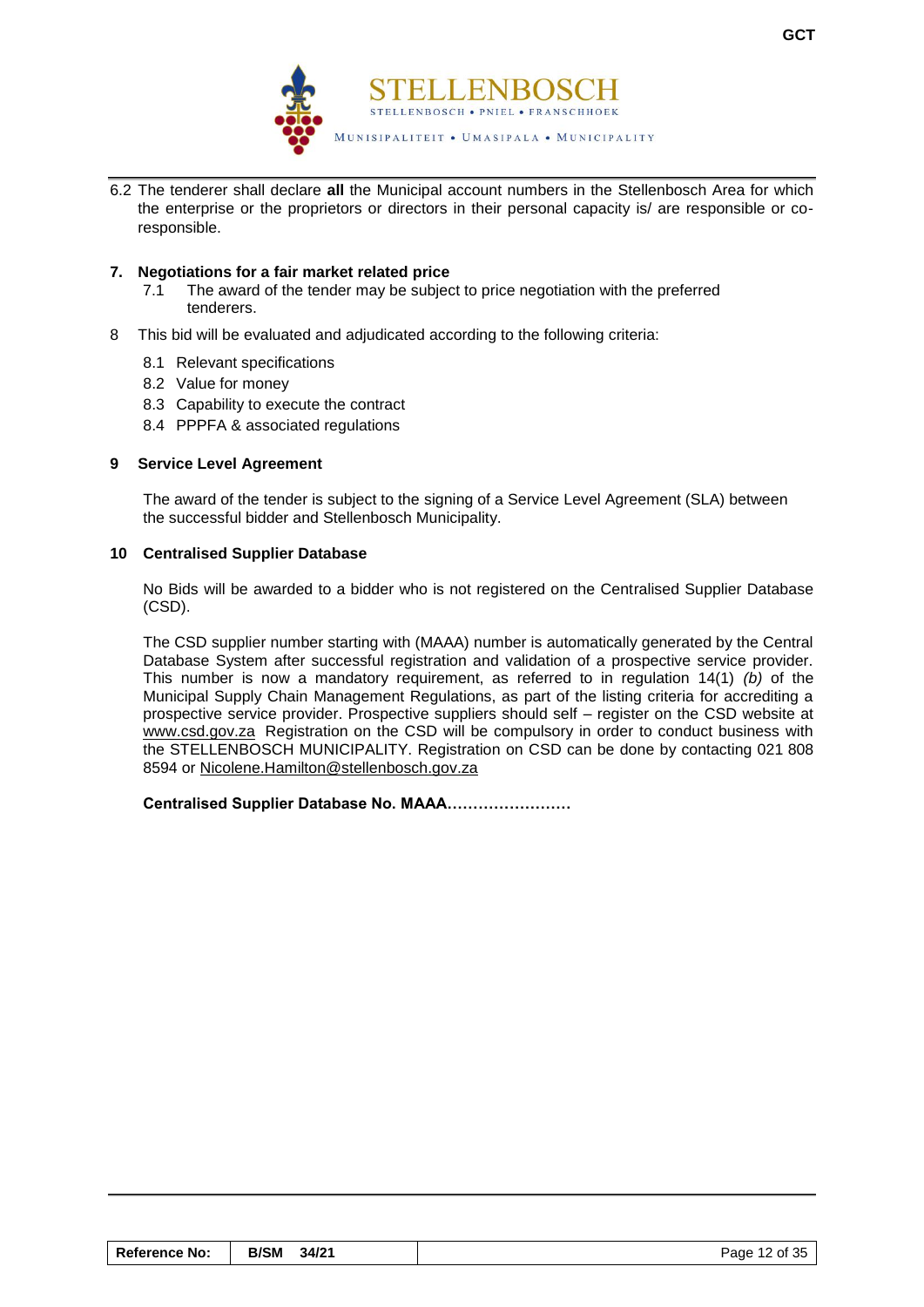6.2 The tenderer shall declare **all** the Municipal account numbers in the Stellenbosch Area for which the enterprise or the proprietors or directors in their personal capacity is/ are responsible or co-responsible.

**7. Negotiations for a fair market related price**

7.1 The award of the tender may be subject to price negotiation with the preferred tenderers.

8 This bid will be evaluated and adjudicated according to the following criteria:

8.1 Relevant specifications

8.2 Value for money

8.3 Capability to execute the contract

8.4 PPPFA & associated regulations

**9 Service Level Agreement**

The award of the tender is subject to the signing of a Service Level Agreement (SLA) between the successful bidder and Stellenbosch Municipality.

**10 Centralised Supplier Database**

No Bids will be awarded to a bidder who is not registered on the Centralised Supplier Database (CSD).

The CSD supplier number starting with (MAAA) number is automatically generated by the Central Database System after successful registration and validation of a prospective service provider. This number is now a mandatory requirement, as referred to in regulation 14(1) *(b)* of the Municipal Supply Chain Management Regulations, as part of the listing criteria for accrediting a prospective service provider. Prospective suppliers should self – register on the CSD website at www.csd.gov.za Registration on the CSD will be compulsory in order to conduct business with the STELLENBOSCH MUNICIPALITY. Registration on CSD can be done by contacting 021 808 8594 or Nicolene.Hamilton@stellenbosch.gov.za

**Centralised Supplier Database No. MAAA……………………**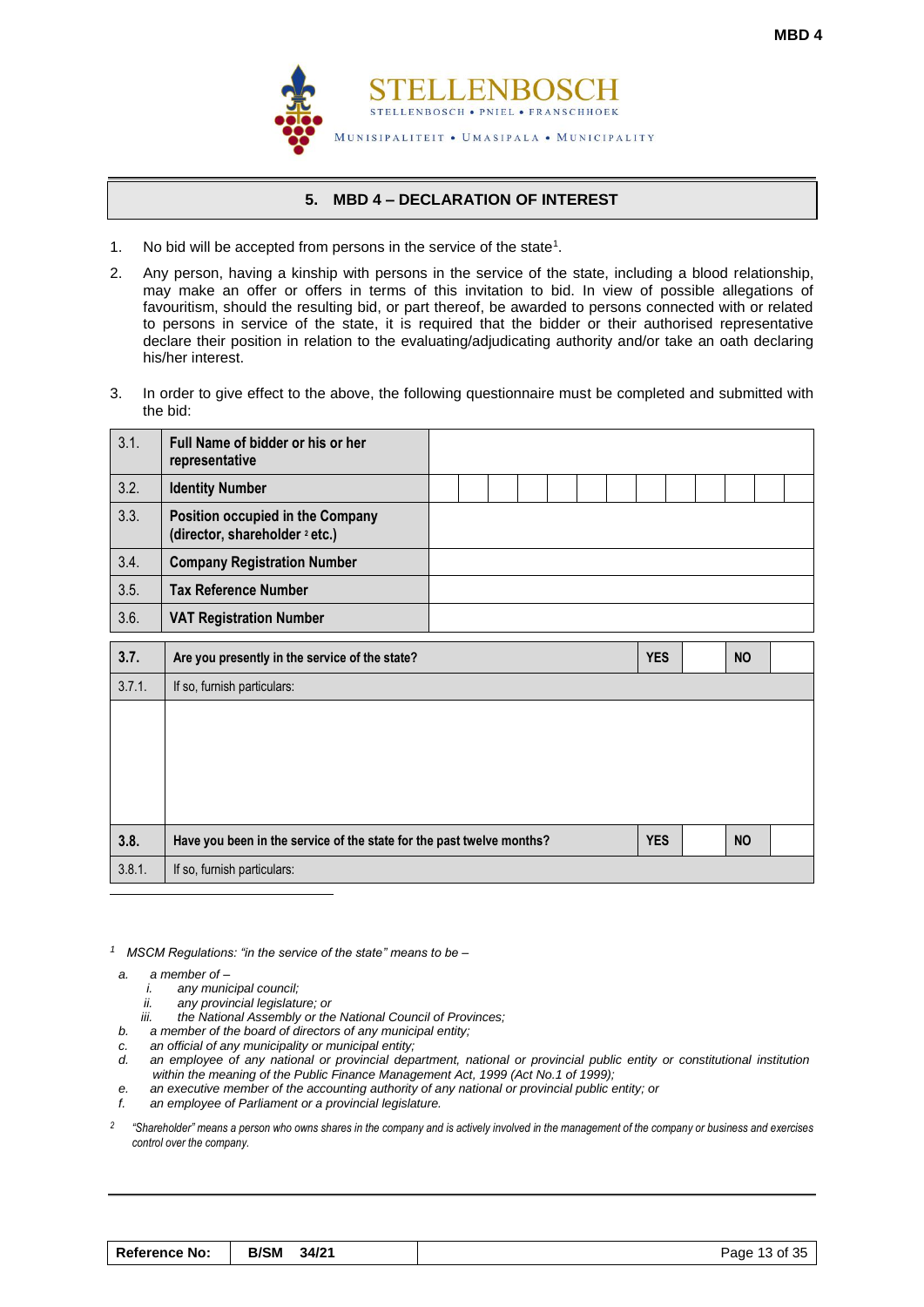MBD 4

STELLENBOSCH

STELLENBOSCH • PNIEL • FRANSCHHOEK

MUNISIPALITEIT • UMASIPALA • MUNICIPALITY

## 5. MBD 4 – DECLARATION OF INTEREST

1. No bid will be accepted from persons in the service of the state[1].

2. Any person, having a kinship with persons in the service of the state, including a blood relationship, may make an offer or offers in terms of this invitation to bid. In view of possible allegations of favouritism, should the resulting bid, or part thereof, be awarded to persons connected with or related to persons in service of the state, it is required that the bidder or their authorised representative declare their position in relation to the evaluating/adjudicating authority and/or take an oath declaring his/her interest.

3. In order to give effect to the above, the following questionnaire must be completed and submitted with the bid:

| | | | | | | | | | | | | | |
|---|---|---|---|---|---|---|---|---|---|---|---|---|---|
| 3.1. | **Full Name of bidder or his or her representative** | | | | | | | | | | | | |
| 3.2. | **Identity Number** | | | | | | | | | | | | |
| 3.3. | **Position occupied in the Company (director, shareholder [2] etc.)** | | | | | | | | | | | | |
| 3.4. | **Company Registration Number** | | | | | | | | | | | | |
| 3.5. | **Tax Reference Number** | | | | | | | | | | | | |
| 3.6. | **VAT Registration Number** | | | | | | | | | | | | |

| | | | | | |
|---|---|---|---|---|---|
| **3.7.** | **Are you presently in the service of the state?** | **YES** | | **NO** | |
| 3.7.1. | If so, furnish particulars: | | | | |
| | | | | | |
| **3.8.** | **Have you been in the service of the state for the past twelve months?** | **YES** | | **NO** | |
| 3.8.1. | If so, furnish particulars: | | | | |

[1] *MSCM Regulations: "in the service of the state" means to be –*

- *a. a member of –*
  - *i. any municipal council;*
  - *ii. any provincial legislature; or*
  - *iii. the National Assembly or the National Council of Provinces;*
- *b. a member of the board of directors of any municipal entity;*
- *c. an official of any municipality or municipal entity;*
- *d. an employee of any national or provincial department, national or provincial public entity or constitutional institution within the meaning of the Public Finance Management Act, 1999 (Act No.1 of 1999);*
- *e. an executive member of the accounting authority of any national or provincial public entity; or*
- *f. an employee of Parliament or a provincial legislature.*

[2] *"Shareholder" means a person who owns shares in the company and is actively involved in the management of the company or business and exercises control over the company.*

| Reference No: | B/SM 34/21 | |
|---|---|---|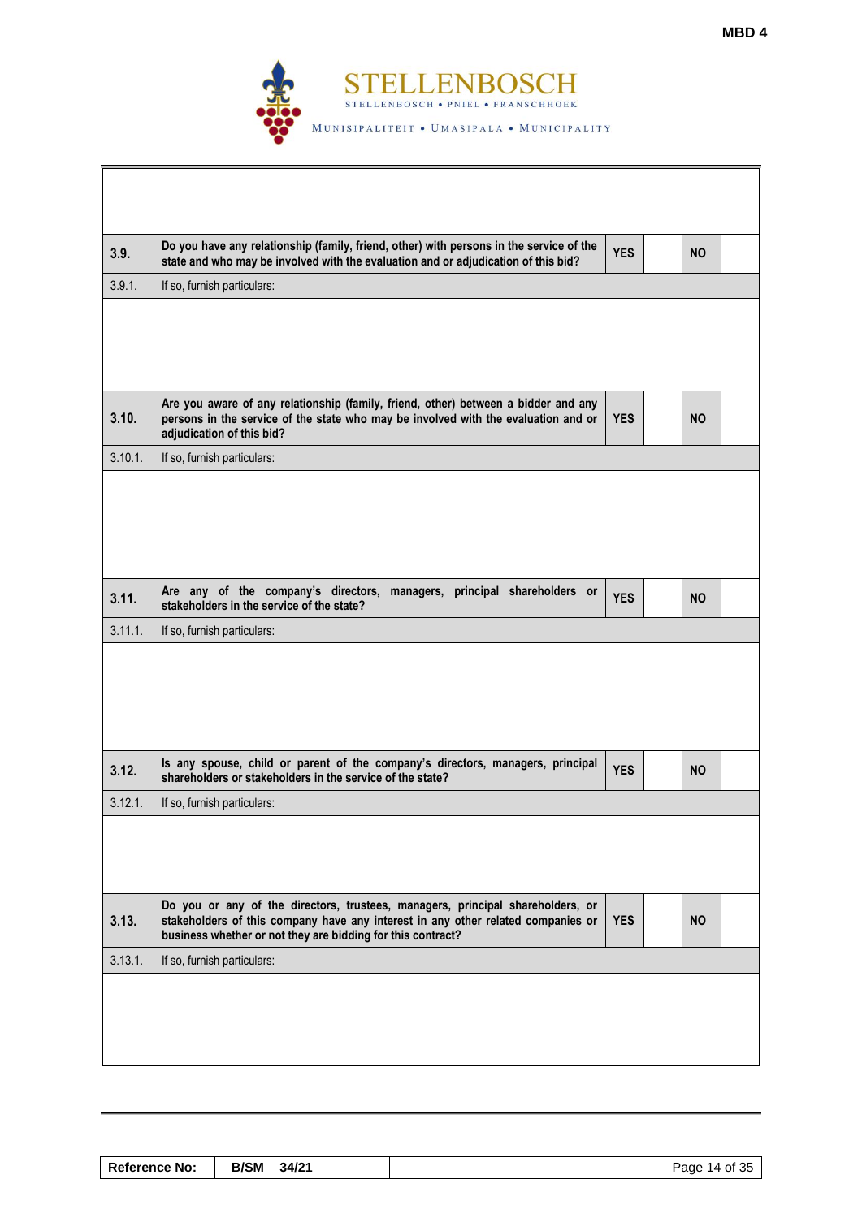| | | | | | |
|---|---|---|---|---|---|
| | | | | | |
| **3.9.** | **Do you have any relationship (family, friend, other) with persons in the service of the state and who may be involved with the evaluation and or adjudication of this bid?** | **YES** | | **NO** | |
| 3.9.1. | If so, furnish particulars: | | | | |
| | | | | | |
| **3.10.** | **Are you aware of any relationship (family, friend, other) between a bidder and any persons in the service of the state who may be involved with the evaluation and or adjudication of this bid?** | **YES** | | **NO** | |
| 3.10.1. | If so, furnish particulars: | | | | |
| | | | | | |
| **3.11.** | **Are any of the company's directors, managers, principal shareholders or stakeholders in the service of the state?** | **YES** | | **NO** | |
| 3.11.1. | If so, furnish particulars: | | | | |
| | | | | | |
| **3.12.** | **Is any spouse, child or parent of the company's directors, managers, principal shareholders or stakeholders in the service of the state?** | **YES** | | **NO** | |
| 3.12.1. | If so, furnish particulars: | | | | |
| | | | | | |
| **3.13.** | **Do you or any of the directors, trustees, managers, principal shareholders, or stakeholders of this company have any interest in any other related companies or business whether or not they are bidding for this contract?** | **YES** | | **NO** | |
| 3.13.1. | If so, furnish particulars: | | | | |
| | | | | | |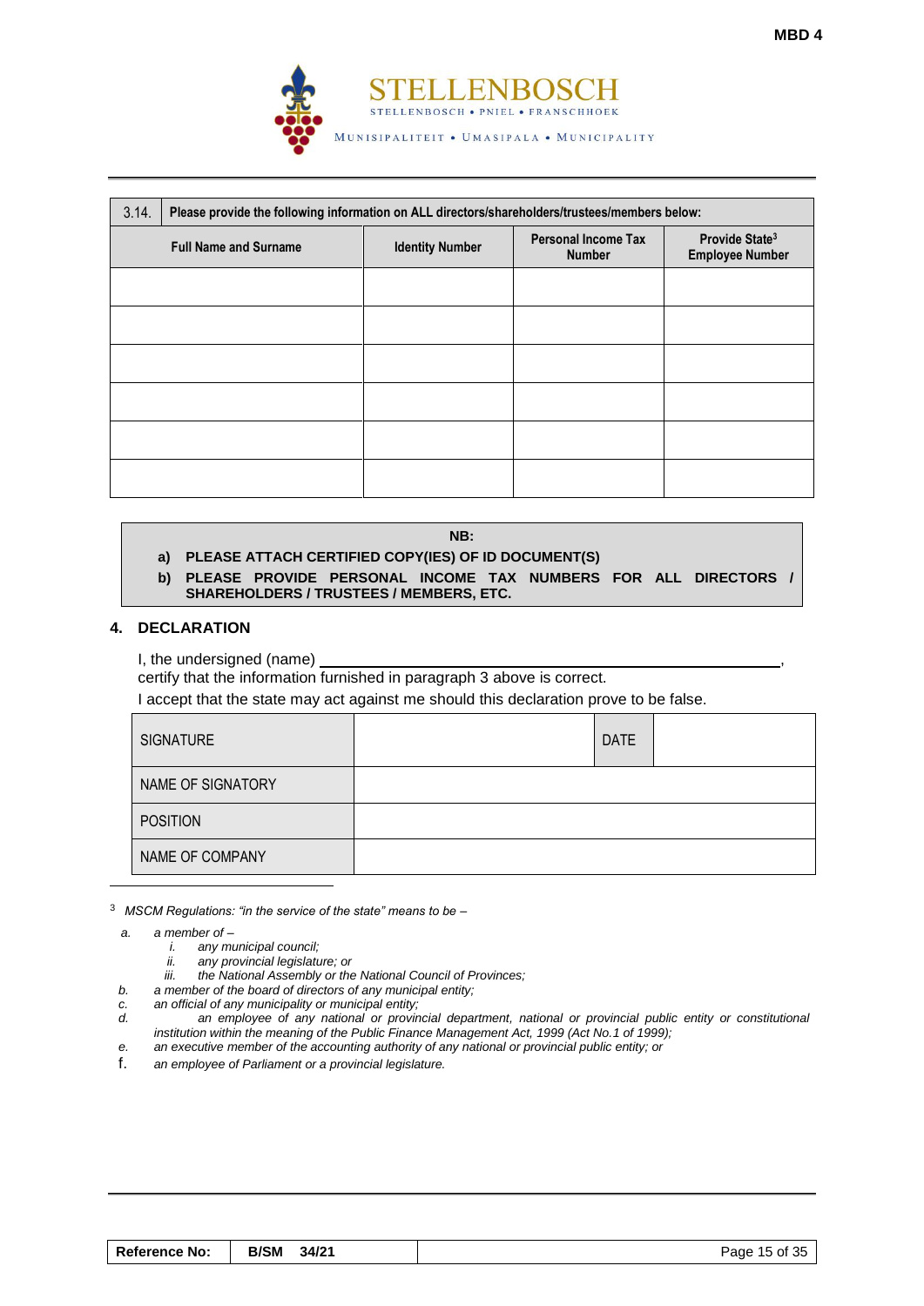| 3.14. Please provide the following information on ALL directors/shareholders/trustees/members below: | | | |
|---|---|---|---|
| **Full Name and Surname** | **Identity Number** | **Personal Income Tax Number** | **Provide State[3] Employee Number** |
| | | | |
| | | | |
| | | | |
| | | | |
| | | | |
| | | | |

**NB:**

**a) PLEASE ATTACH CERTIFIED COPY(IES) OF ID DOCUMENT(S)**

**b) PLEASE PROVIDE PERSONAL INCOME TAX NUMBERS FOR ALL DIRECTORS / SHAREHOLDERS / TRUSTEES / MEMBERS, ETC.**

## 4. DECLARATION

I, the undersigned (name) ______________________________________________,
certify that the information furnished in paragraph 3 above is correct.
I accept that the state may act against me should this declaration prove to be false.

| SIGNATURE | | DATE | |
|---|---|---|---|
| NAME OF SIGNATORY | | | |
| POSITION | | | |
| NAME OF COMPANY | | | |

[3] *MSCM Regulations: "in the service of the state" means to be –*

*a. a member of –*
  *i. any municipal council;*
  *ii. any provincial legislature; or*
  *iii. the National Assembly or the National Council of Provinces;*

*b. a member of the board of directors of any municipal entity;*

*c. an official of any municipality or municipal entity;*

*d. an employee of any national or provincial department, national or provincial public entity or constitutional institution within the meaning of the Public Finance Management Act, 1999 (Act No.1 of 1999);*

*e. an executive member of the accounting authority of any national or provincial public entity; or*

*f. an employee of Parliament or a provincial legislature.*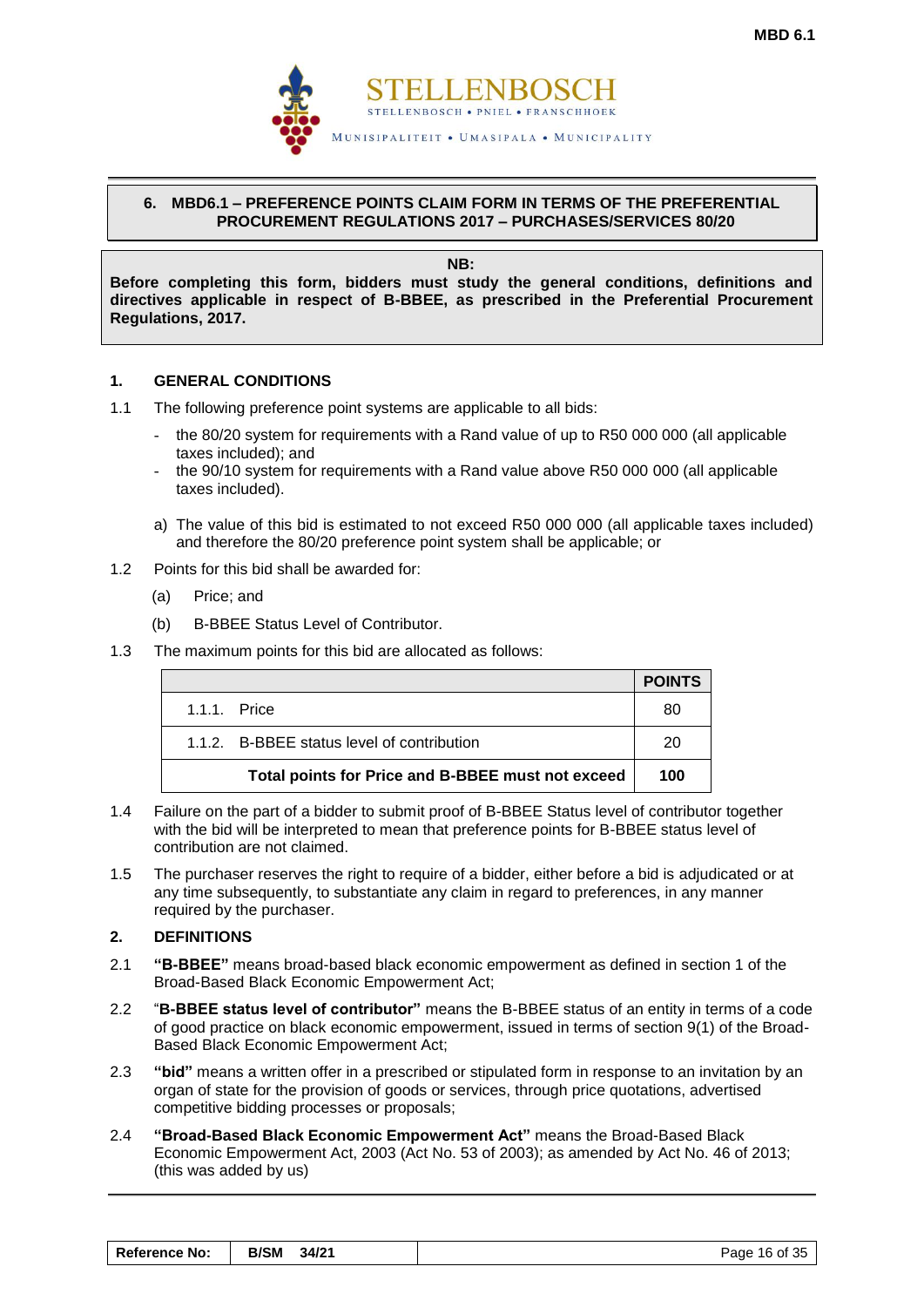**MBD 6.1**

STELLENBOSCH
STELLENBOSCH • PNIEL • FRANSCHHOEK
MUNISIPALITEIT • UMASIPALA • MUNICIPALITY

## 6. MBD6.1 – PREFERENCE POINTS CLAIM FORM IN TERMS OF THE PREFERENTIAL PROCUREMENT REGULATIONS 2017 – PURCHASES/SERVICES 80/20

**NB:**

**Before completing this form, bidders must study the general conditions, definitions and directives applicable in respect of B-BBEE, as prescribed in the Preferential Procurement Regulations, 2017.**

### 1. GENERAL CONDITIONS

1.1 The following preference point systems are applicable to all bids:

- the 80/20 system for requirements with a Rand value of up to R50 000 000 (all applicable taxes included); and
- the 90/10 system for requirements with a Rand value above R50 000 000 (all applicable taxes included).

a) The value of this bid is estimated to not exceed R50 000 000 (all applicable taxes included) and therefore the 80/20 preference point system shall be applicable; or

1.2 Points for this bid shall be awarded for:

(a) Price; and

(b) B-BBEE Status Level of Contributor.

1.3 The maximum points for this bid are allocated as follows:

| | **POINTS** |
|---|---|
| 1.1.1. Price | 80 |
| 1.1.2. B-BBEE status level of contribution | 20 |
| **Total points for Price and B-BBEE must not exceed** | **100** |

1.4 Failure on the part of a bidder to submit proof of B-BBEE Status level of contributor together with the bid will be interpreted to mean that preference points for B-BBEE status level of contribution are not claimed.

1.5 The purchaser reserves the right to require of a bidder, either before a bid is adjudicated or at any time subsequently, to substantiate any claim in regard to preferences, in any manner required by the purchaser.

### 2. DEFINITIONS

2.1 **"B-BBEE"** means broad-based black economic empowerment as defined in section 1 of the Broad-Based Black Economic Empowerment Act;

2.2 "**B-BBEE status level of contributor"** means the B-BBEE status of an entity in terms of a code of good practice on black economic empowerment, issued in terms of section 9(1) of the Broad-Based Black Economic Empowerment Act;

2.3 **"bid"** means a written offer in a prescribed or stipulated form in response to an invitation by an organ of state for the provision of goods or services, through price quotations, advertised competitive bidding processes or proposals;

2.4 **"Broad-Based Black Economic Empowerment Act"** means the Broad-Based Black Economic Empowerment Act, 2003 (Act No. 53 of 2003); as amended by Act No. 46 of 2013; (this was added by us)

| **Reference No:** | **B/SM 34/21** | |
|---|---|---|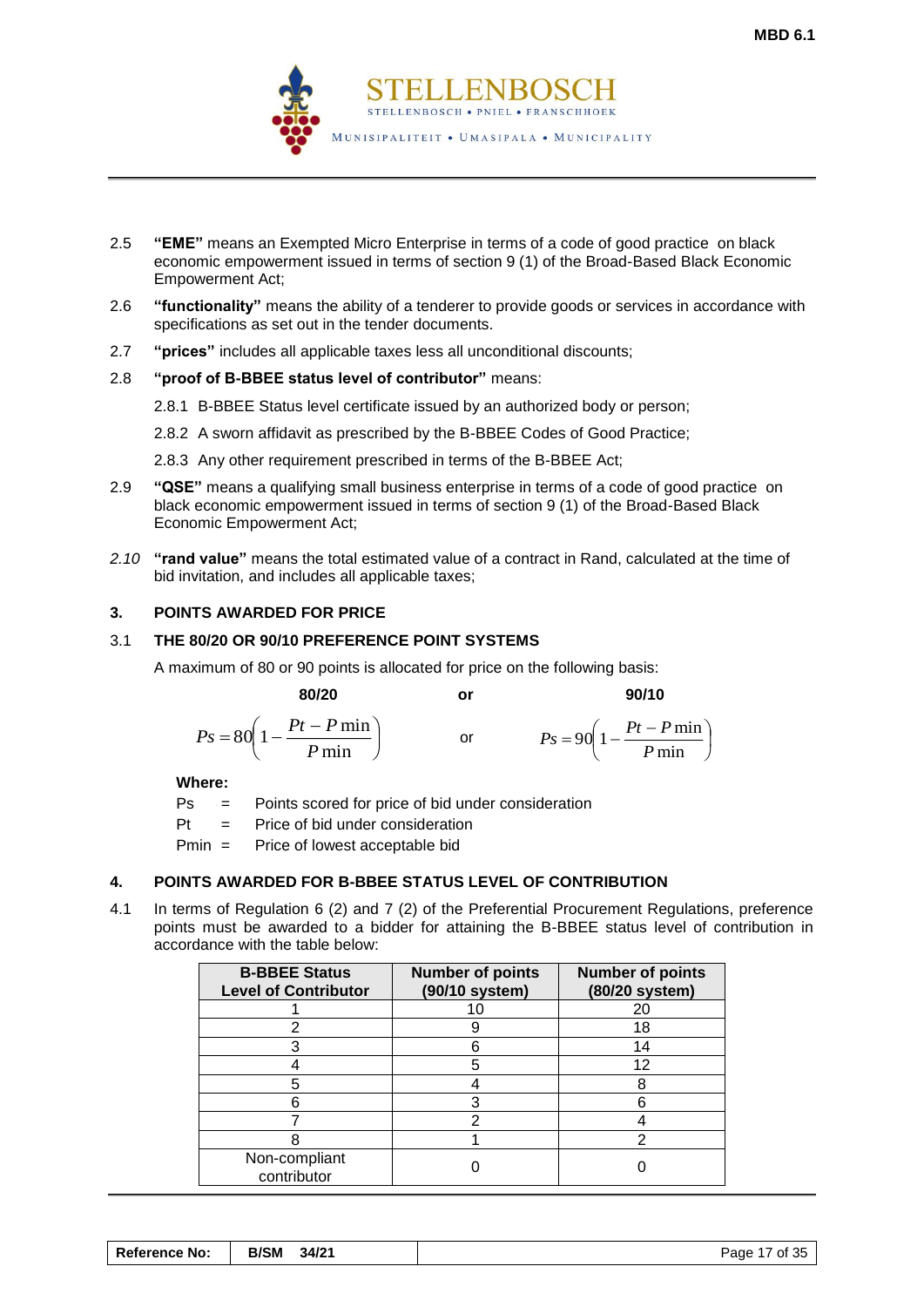2.5 **"EME"** means an Exempted Micro Enterprise in terms of a code of good practice on black economic empowerment issued in terms of section 9 (1) of the Broad-Based Black Economic Empowerment Act;

2.6 **"functionality"** means the ability of a tenderer to provide goods or services in accordance with specifications as set out in the tender documents.

2.7 **"prices"** includes all applicable taxes less all unconditional discounts;

2.8 **"proof of B-BBEE status level of contributor"** means:

2.8.1 B-BBEE Status level certificate issued by an authorized body or person;

2.8.2 A sworn affidavit as prescribed by the B-BBEE Codes of Good Practice;

2.8.3 Any other requirement prescribed in terms of the B-BBEE Act;

2.9 **"QSE"** means a qualifying small business enterprise in terms of a code of good practice on black economic empowerment issued in terms of section 9 (1) of the Broad-Based Black Economic Empowerment Act;

*2.10* **"rand value"** means the total estimated value of a contract in Rand, calculated at the time of bid invitation, and includes all applicable taxes;

## 3. POINTS AWARDED FOR PRICE

### 3.1 THE 80/20 OR 90/10 PREFERENCE POINT SYSTEMS

A maximum of 80 or 90 points is allocated for price on the following basis:

**80/20** or **90/10**

$$Ps = 80\left(1 - \frac{Pt - P\min}{P\min}\right) \quad \text{or} \quad Ps = 90\left(1 - \frac{Pt - P\min}{P\min}\right)$$

**Where:**

Ps = Points scored for price of bid under consideration

Pt = Price of bid under consideration

Pmin = Price of lowest acceptable bid

## 4. POINTS AWARDED FOR B-BBEE STATUS LEVEL OF CONTRIBUTION

4.1 In terms of Regulation 6 (2) and 7 (2) of the Preferential Procurement Regulations, preference points must be awarded to a bidder for attaining the B-BBEE status level of contribution in accordance with the table below:

| B-BBEE Status Level of Contributor | Number of points (90/10 system) | Number of points (80/20 system) |
|---|---|---|
| 1 | 10 | 20 |
| 2 | 9 | 18 |
| 3 | 6 | 14 |
| 4 | 5 | 12 |
| 5 | 4 | 8 |
| 6 | 3 | 6 |
| 7 | 2 | 4 |
| 8 | 1 | 2 |
| Non-compliant contributor | 0 | 0 |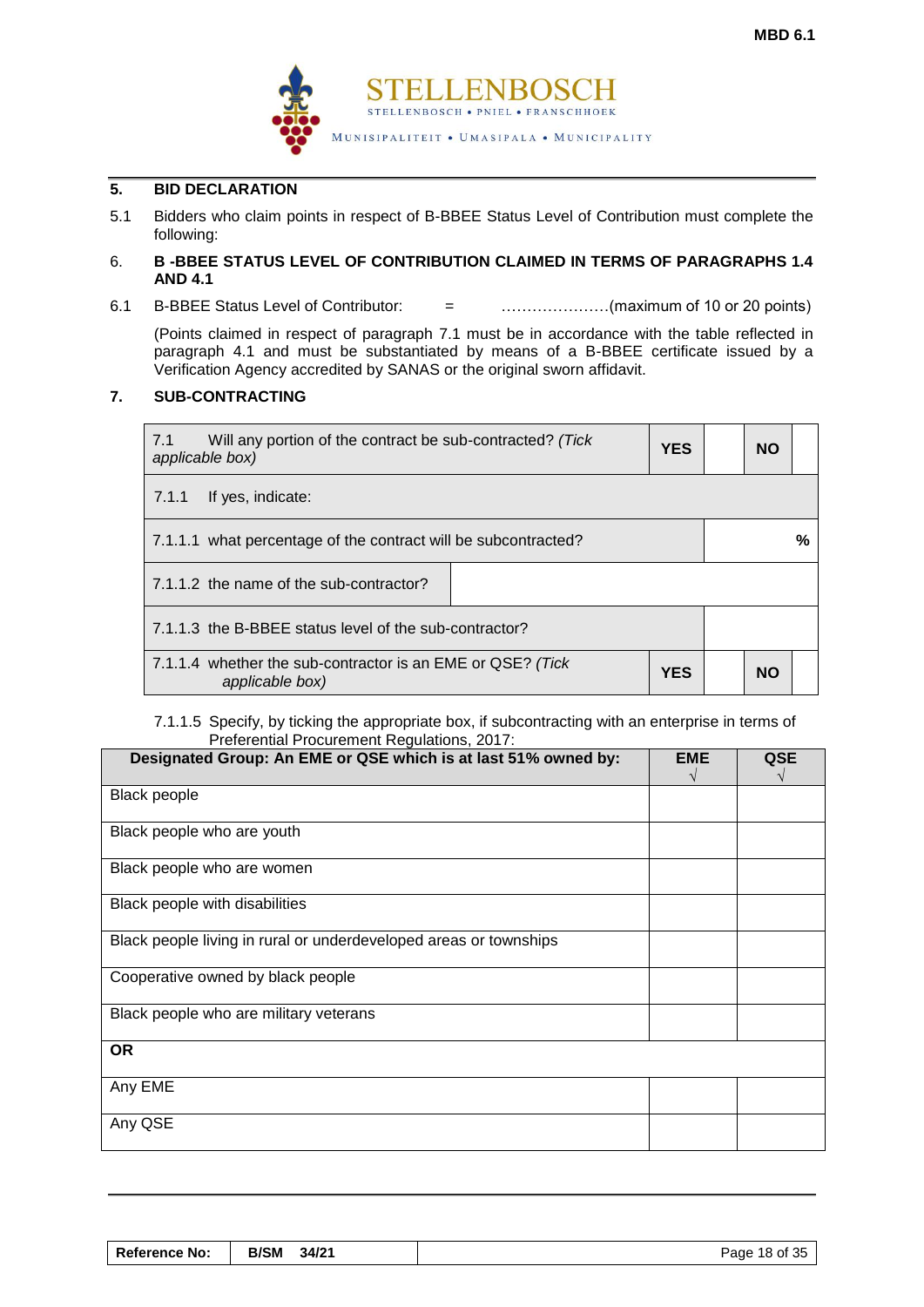## 5. BID DECLARATION

5.1 Bidders who claim points in respect of B-BBEE Status Level of Contribution must complete the following:

## 6. B -BBEE STATUS LEVEL OF CONTRIBUTION CLAIMED IN TERMS OF PARAGRAPHS 1.4 AND 4.1

6.1 B-BBEE Status Level of Contributor: = …………………(maximum of 10 or 20 points)

(Points claimed in respect of paragraph 7.1 must be in accordance with the table reflected in paragraph 4.1 and must be substantiated by means of a B-BBEE certificate issued by a Verification Agency accredited by SANAS or the original sworn affidavit.

## 7. SUB-CONTRACTING

| | | | | |
|---|---|---|---|---|
| 7.1 Will any portion of the contract be sub-contracted? *(Tick applicable box)* | **YES** | | **NO** | |
| 7.1.1 If yes, indicate: | | | | |
| 7.1.1.1 what percentage of the contract will be subcontracted? | | | | % |
| 7.1.1.2 the name of the sub-contractor? | | | | |
| 7.1.1.3 the B-BBEE status level of the sub-contractor? | | | | |
| 7.1.1.4 whether the sub-contractor is an EME or QSE? *(Tick applicable box)* | **YES** | | **NO** | |

7.1.1.5 Specify, by ticking the appropriate box, if subcontracting with an enterprise in terms of Preferential Procurement Regulations, 2017:

| Designated Group: An EME or QSE which is at last 51% owned by: | EME √ | QSE √ |
|---|---|---|
| Black people | | |
| Black people who are youth | | |
| Black people who are women | | |
| Black people with disabilities | | |
| Black people living in rural or underdeveloped areas or townships | | |
| Cooperative owned by black people | | |
| Black people who are military veterans | | |
| **OR** | | |
| Any EME | | |
| Any QSE | | |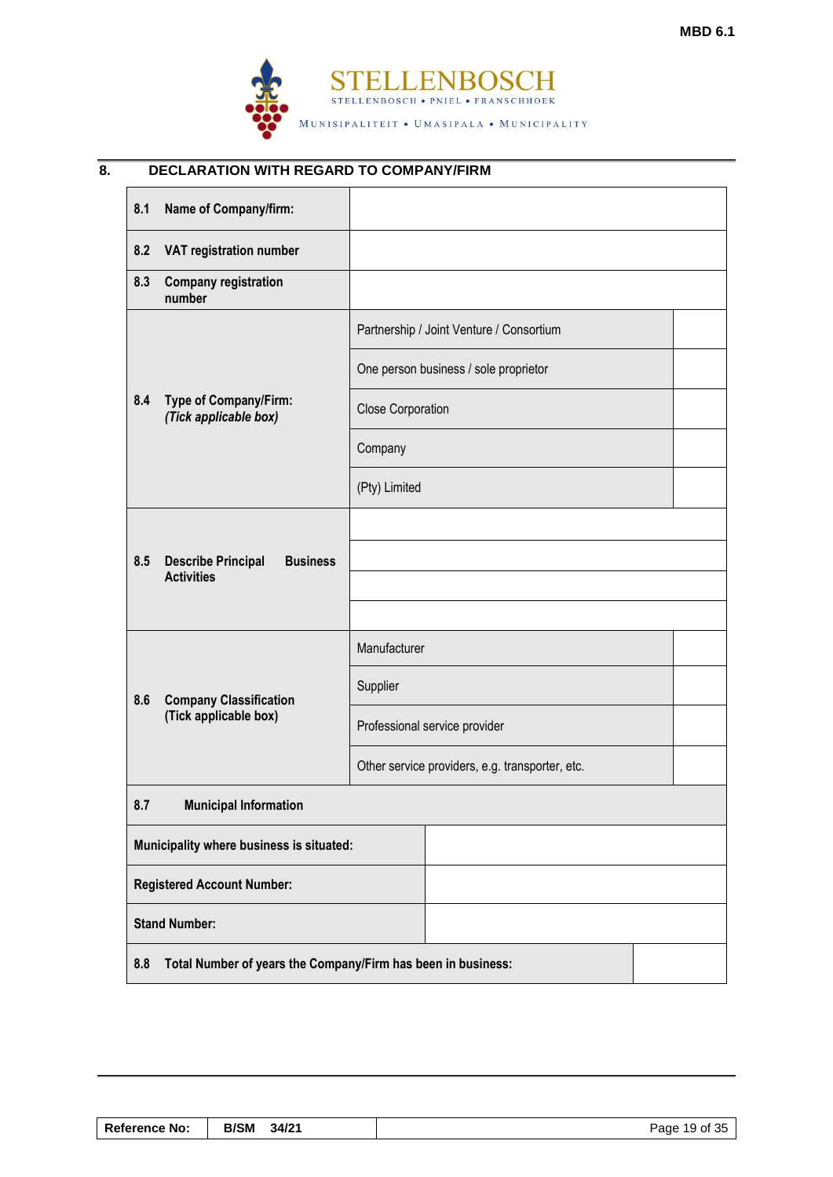## 8. DECLARATION WITH REGARD TO COMPANY/FIRM

| | | |
|---|---|---|
| **8.1 Name of Company/firm:** | | |
| **8.2 VAT registration number** | | |
| **8.3 Company registration number** | | |
| **8.4 Type of Company/Firm:** ***(Tick applicable box)*** | Partnership / Joint Venture / Consortium | |
| | One person business / sole proprietor | |
| | Close Corporation | |
| | Company | |
| | (Pty) Limited | |
| **8.5 Describe Principal Business Activities** | | |
| | | |
| | | |
| | | |
| **8.6 Company Classification (Tick applicable box)** | Manufacturer | |
| | Supplier | |
| | Professional service provider | |
| | Other service providers, e.g. transporter, etc. | |
| **8.7 Municipal Information** | | |
| **Municipality where business is situated:** | | |
| **Registered Account Number:** | | |
| **Stand Number:** | | |
| **8.8 Total Number of years the Company/Firm has been in business:** | | |

| Reference No: | B/SM 34/21 |
|---|---|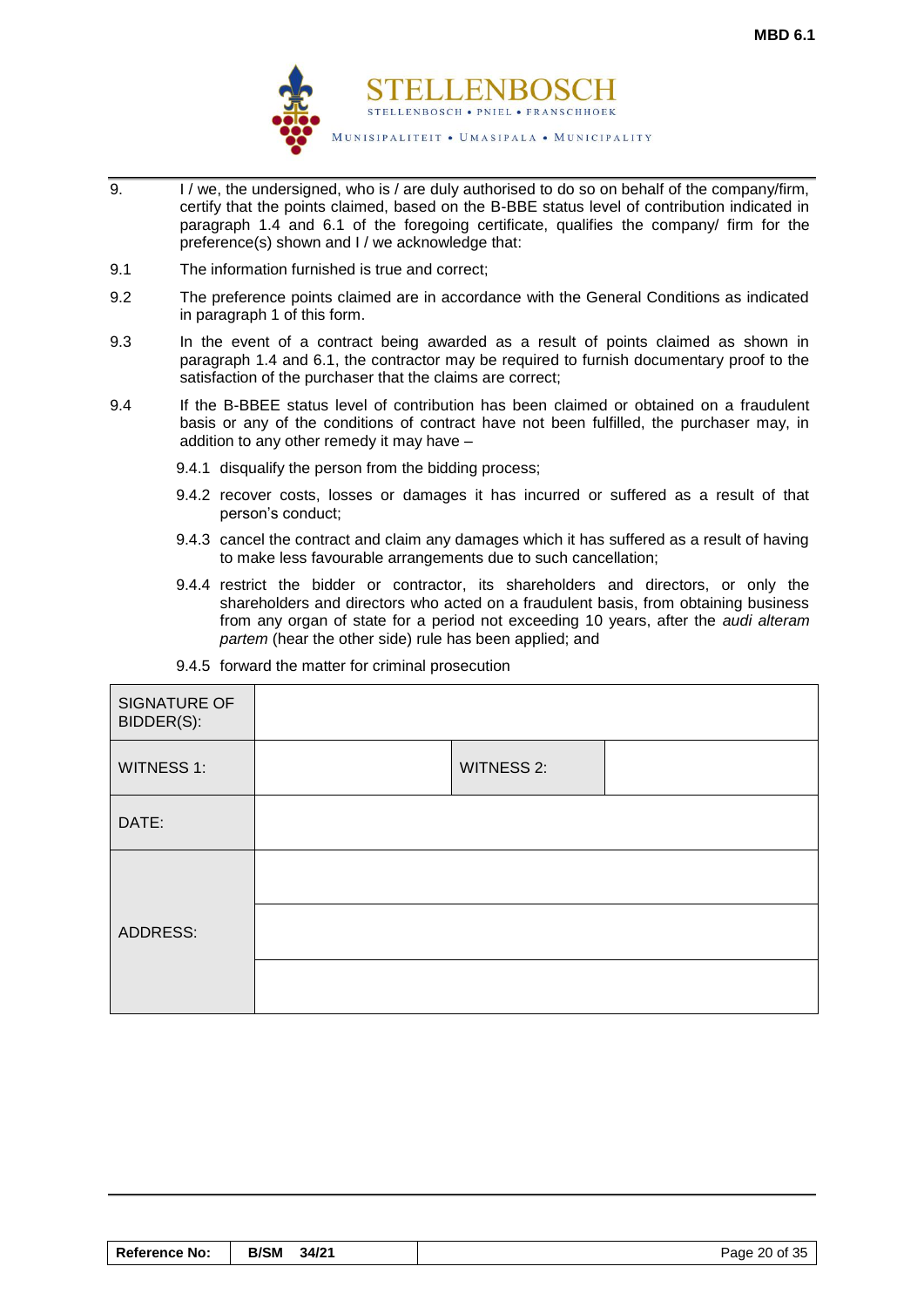9. I / we, the undersigned, who is / are duly authorised to do so on behalf of the company/firm, certify that the points claimed, based on the B-BBE status level of contribution indicated in paragraph 1.4 and 6.1 of the foregoing certificate, qualifies the company/ firm for the preference(s) shown and I / we acknowledge that:

9.1 The information furnished is true and correct;

9.2 The preference points claimed are in accordance with the General Conditions as indicated in paragraph 1 of this form.

9.3 In the event of a contract being awarded as a result of points claimed as shown in paragraph 1.4 and 6.1, the contractor may be required to furnish documentary proof to the satisfaction of the purchaser that the claims are correct;

9.4 If the B-BBEE status level of contribution has been claimed or obtained on a fraudulent basis or any of the conditions of contract have not been fulfilled, the purchaser may, in addition to any other remedy it may have –

9.4.1 disqualify the person from the bidding process;

9.4.2 recover costs, losses or damages it has incurred or suffered as a result of that person's conduct;

9.4.3 cancel the contract and claim any damages which it has suffered as a result of having to make less favourable arrangements due to such cancellation;

9.4.4 restrict the bidder or contractor, its shareholders and directors, or only the shareholders and directors who acted on a fraudulent basis, from obtaining business from any organ of state for a period not exceeding 10 years, after the *audi alteram partem* (hear the other side) rule has been applied; and

9.4.5 forward the matter for criminal prosecution

| SIGNATURE OF BIDDER(S): | | | |
|---|---|---|---|
| WITNESS 1: | | WITNESS 2: | |
| DATE: | | | |
| ADDRESS: | | | |
| | | | |
| | | | |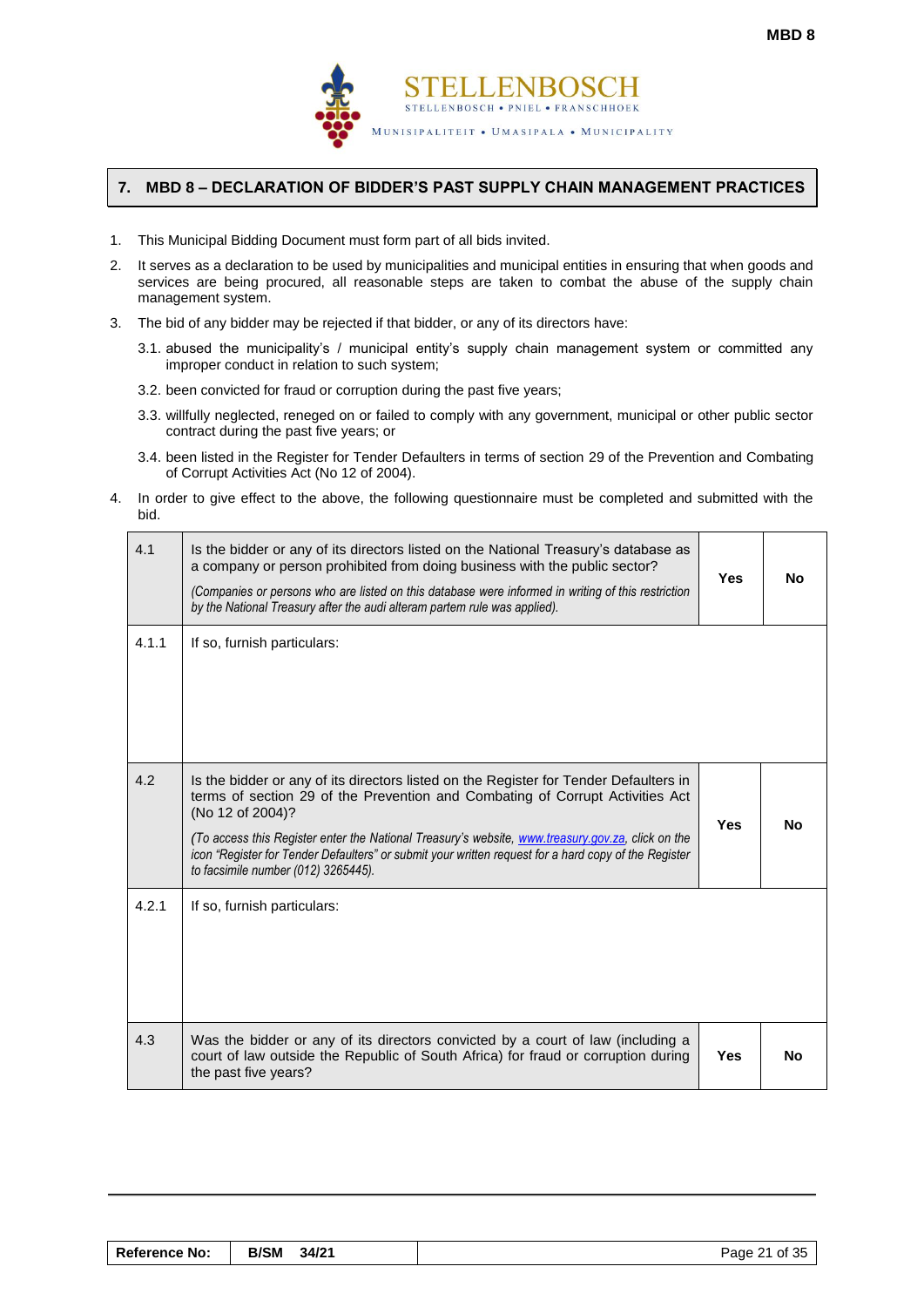## 7. MBD 8 – DECLARATION OF BIDDER'S PAST SUPPLY CHAIN MANAGEMENT PRACTICES

1. This Municipal Bidding Document must form part of all bids invited.
2. It serves as a declaration to be used by municipalities and municipal entities in ensuring that when goods and services are being procured, all reasonable steps are taken to combat the abuse of the supply chain management system.
3. The bid of any bidder may be rejected if that bidder, or any of its directors have:
   - 3.1. abused the municipality's / municipal entity's supply chain management system or committed any improper conduct in relation to such system;
   - 3.2. been convicted for fraud or corruption during the past five years;
   - 3.3. willfully neglected, reneged on or failed to comply with any government, municipal or other public sector contract during the past five years; or
   - 3.4. been listed in the Register for Tender Defaulters in terms of section 29 of the Prevention and Combating of Corrupt Activities Act (No 12 of 2004).
4. In order to give effect to the above, the following questionnaire must be completed and submitted with the bid.

| | | | |
|---|---|---|---|
| 4.1 | Is the bidder or any of its directors listed on the National Treasury's database as a company or person prohibited from doing business with the public sector?<br>*(Companies or persons who are listed on this database were informed in writing of this restriction by the National Treasury after the audi alteram partem rule was applied).* | **Yes** | **No** |
| 4.1.1 | If so, furnish particulars: | | |
| 4.2 | Is the bidder or any of its directors listed on the Register for Tender Defaulters in terms of section 29 of the Prevention and Combating of Corrupt Activities Act (No 12 of 2004)?<br>*(To access this Register enter the National Treasury's website, www.treasury.gov.za, click on the icon "Register for Tender Defaulters" or submit your written request for a hard copy of the Register to facsimile number (012) 3265445).* | **Yes** | **No** |
| 4.2.1 | If so, furnish particulars: | | |
| 4.3 | Was the bidder or any of its directors convicted by a court of law (including a court of law outside the Republic of South Africa) for fraud or corruption during the past five years? | **Yes** | **No** |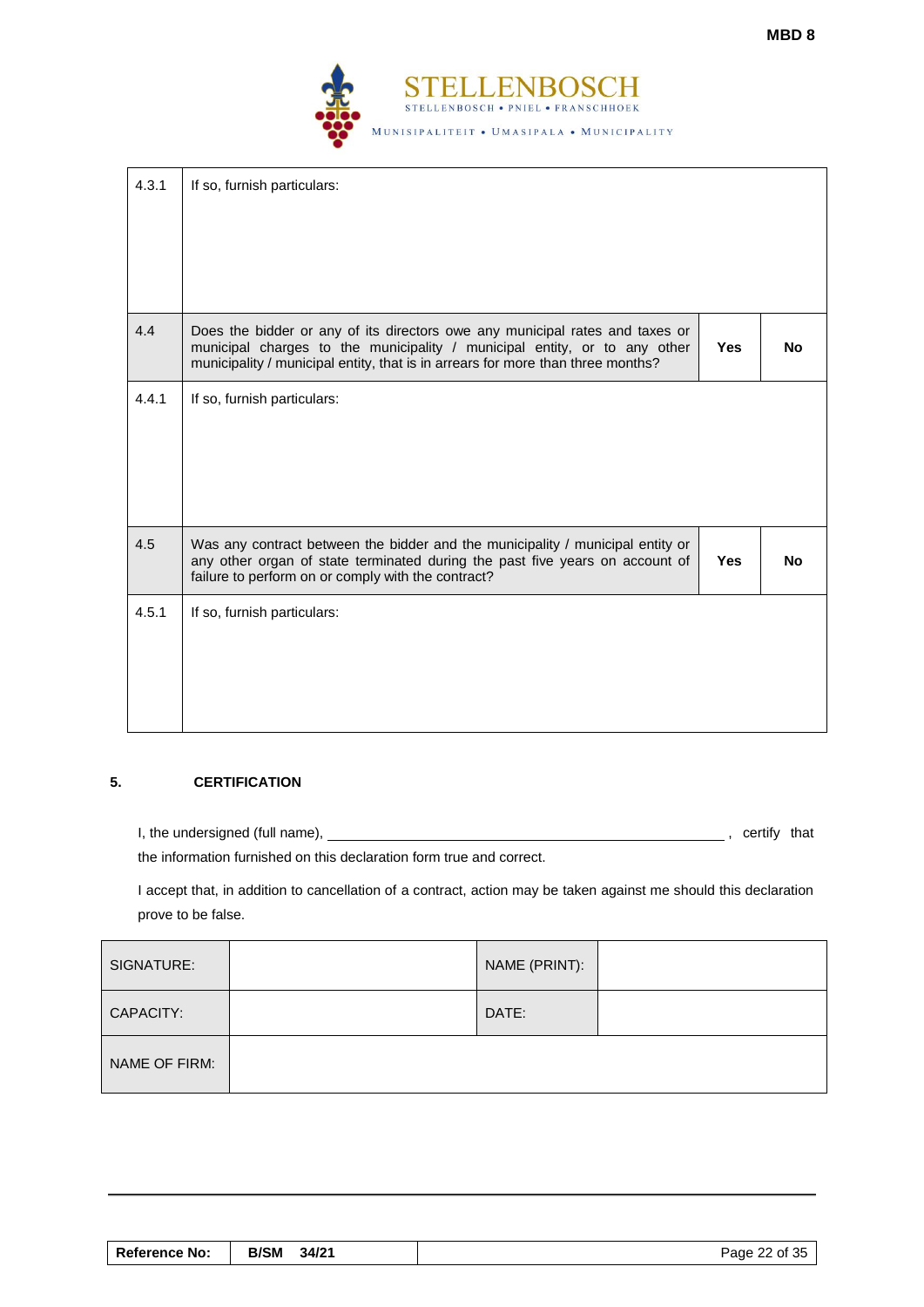| | | | |
|---|---|---|---|
| 4.3.1 | If so, furnish particulars: | | |
| 4.4 | Does the bidder or any of its directors owe any municipal rates and taxes or municipal charges to the municipality / municipal entity, or to any other municipality / municipal entity, that is in arrears for more than three months? | **Yes** | **No** |
| 4.4.1 | If so, furnish particulars: | | |
| 4.5 | Was any contract between the bidder and the municipality / municipal entity or any other organ of state terminated during the past five years on account of failure to perform on or comply with the contract? | **Yes** | **No** |
| 4.5.1 | If so, furnish particulars: | | |

## 5. CERTIFICATION

I, the undersigned (full name), ______________________________________________ , certify that the information furnished on this declaration form true and correct.

I accept that, in addition to cancellation of a contract, action may be taken against me should this declaration prove to be false.

| | | | |
|---|---|---|---|
| SIGNATURE: | | NAME (PRINT): | |
| CAPACITY: | | DATE: | |
| NAME OF FIRM: | | | |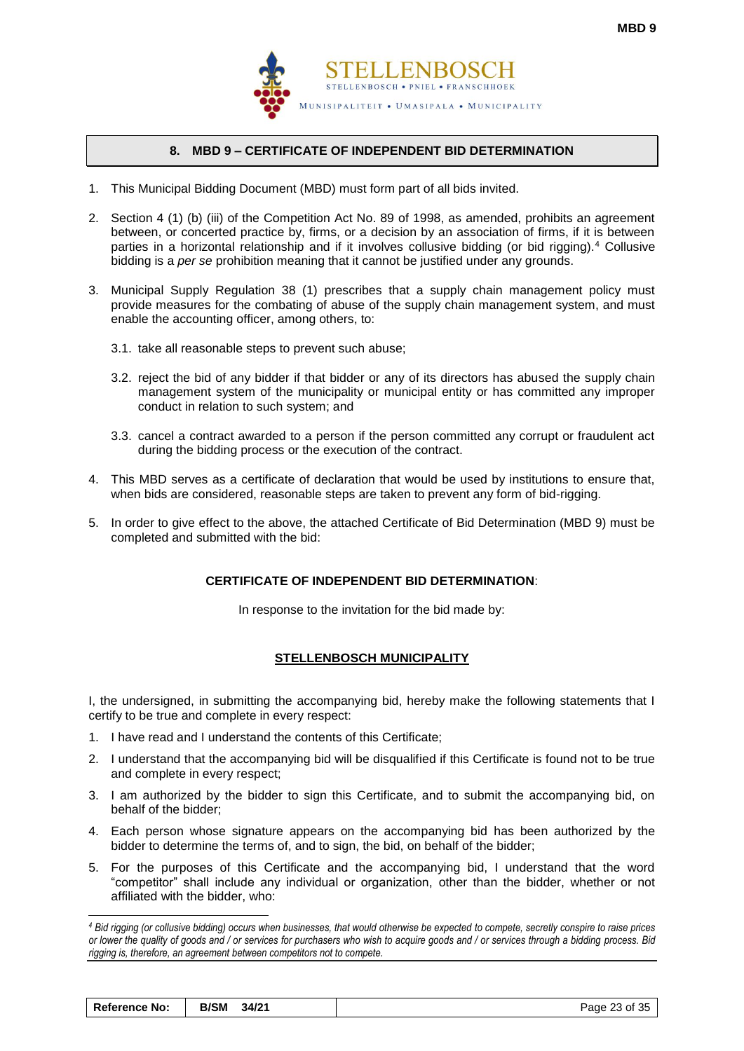## 8. MBD 9 – CERTIFICATE OF INDEPENDENT BID DETERMINATION

1. This Municipal Bidding Document (MBD) must form part of all bids invited.

2. Section 4 (1) (b) (iii) of the Competition Act No. 89 of 1998, as amended, prohibits an agreement between, or concerted practice by, firms, or a decision by an association of firms, if it is between parties in a horizontal relationship and if it involves collusive bidding (or bid rigging).[4] Collusive bidding is a *per se* prohibition meaning that it cannot be justified under any grounds.

3. Municipal Supply Regulation 38 (1) prescribes that a supply chain management policy must provide measures for the combating of abuse of the supply chain management system, and must enable the accounting officer, among others, to:

   3.1. take all reasonable steps to prevent such abuse;

   3.2. reject the bid of any bidder if that bidder or any of its directors has abused the supply chain management system of the municipality or municipal entity or has committed any improper conduct in relation to such system; and

   3.3. cancel a contract awarded to a person if the person committed any corrupt or fraudulent act during the bidding process or the execution of the contract.

4. This MBD serves as a certificate of declaration that would be used by institutions to ensure that, when bids are considered, reasonable steps are taken to prevent any form of bid-rigging.

5. In order to give effect to the above, the attached Certificate of Bid Determination (MBD 9) must be completed and submitted with the bid:

**CERTIFICATE OF INDEPENDENT BID DETERMINATION**:

In response to the invitation for the bid made by:

**STELLENBOSCH MUNICIPALITY**

I, the undersigned, in submitting the accompanying bid, hereby make the following statements that I certify to be true and complete in every respect:

1. I have read and I understand the contents of this Certificate;
2. I understand that the accompanying bid will be disqualified if this Certificate is found not to be true and complete in every respect;
3. I am authorized by the bidder to sign this Certificate, and to submit the accompanying bid, on behalf of the bidder;
4. Each person whose signature appears on the accompanying bid has been authorized by the bidder to determine the terms of, and to sign, the bid, on behalf of the bidder;
5. For the purposes of this Certificate and the accompanying bid, I understand that the word "competitor" shall include any individual or organization, other than the bidder, whether or not affiliated with the bidder, who:

---

*[4] Bid rigging (or collusive bidding) occurs when businesses, that would otherwise be expected to compete, secretly conspire to raise prices or lower the quality of goods and / or services for purchasers who wish to acquire goods and / or services through a bidding process. Bid rigging is, therefore, an agreement between competitors not to compete.*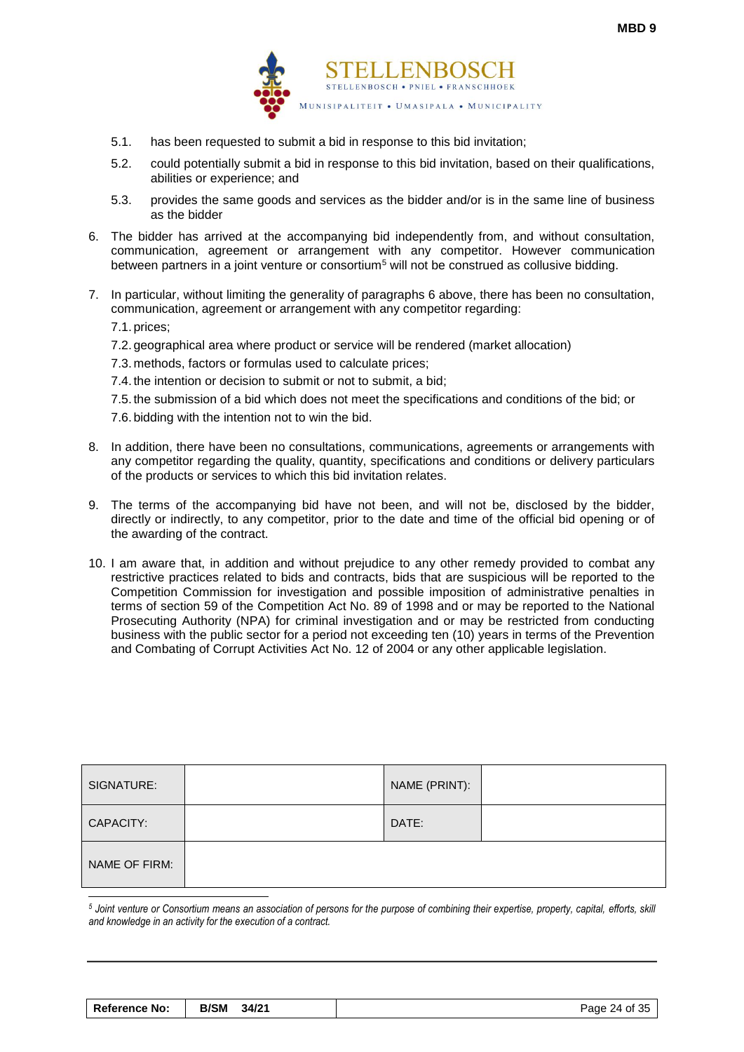5.1. has been requested to submit a bid in response to this bid invitation;

5.2. could potentially submit a bid in response to this bid invitation, based on their qualifications, abilities or experience; and

5.3. provides the same goods and services as the bidder and/or is in the same line of business as the bidder

6. The bidder has arrived at the accompanying bid independently from, and without consultation, communication, agreement or arrangement with any competitor. However communication between partners in a joint venture or consortium[5] will not be construed as collusive bidding.

7. In particular, without limiting the generality of paragraphs 6 above, there has been no consultation, communication, agreement or arrangement with any competitor regarding:

   7.1. prices;

   7.2. geographical area where product or service will be rendered (market allocation)

   7.3. methods, factors or formulas used to calculate prices;

   7.4. the intention or decision to submit or not to submit, a bid;

   7.5. the submission of a bid which does not meet the specifications and conditions of the bid; or

   7.6. bidding with the intention not to win the bid.

8. In addition, there have been no consultations, communications, agreements or arrangements with any competitor regarding the quality, quantity, specifications and conditions or delivery particulars of the products or services to which this bid invitation relates.

9. The terms of the accompanying bid have not been, and will not be, disclosed by the bidder, directly or indirectly, to any competitor, prior to the date and time of the official bid opening or of the awarding of the contract.

10. I am aware that, in addition and without prejudice to any other remedy provided to combat any restrictive practices related to bids and contracts, bids that are suspicious will be reported to the Competition Commission for investigation and possible imposition of administrative penalties in terms of section 59 of the Competition Act No. 89 of 1998 and or may be reported to the National Prosecuting Authority (NPA) for criminal investigation and or may be restricted from conducting business with the public sector for a period not exceeding ten (10) years in terms of the Prevention and Combating of Corrupt Activities Act No. 12 of 2004 or any other applicable legislation.

| SIGNATURE: | | NAME (PRINT): | |
|---|---|---|---|
| CAPACITY: | | DATE: | |
| NAME OF FIRM: | | | |

*[5] Joint venture or Consortium means an association of persons for the purpose of combining their expertise, property, capital, efforts, skill and knowledge in an activity for the execution of a contract.*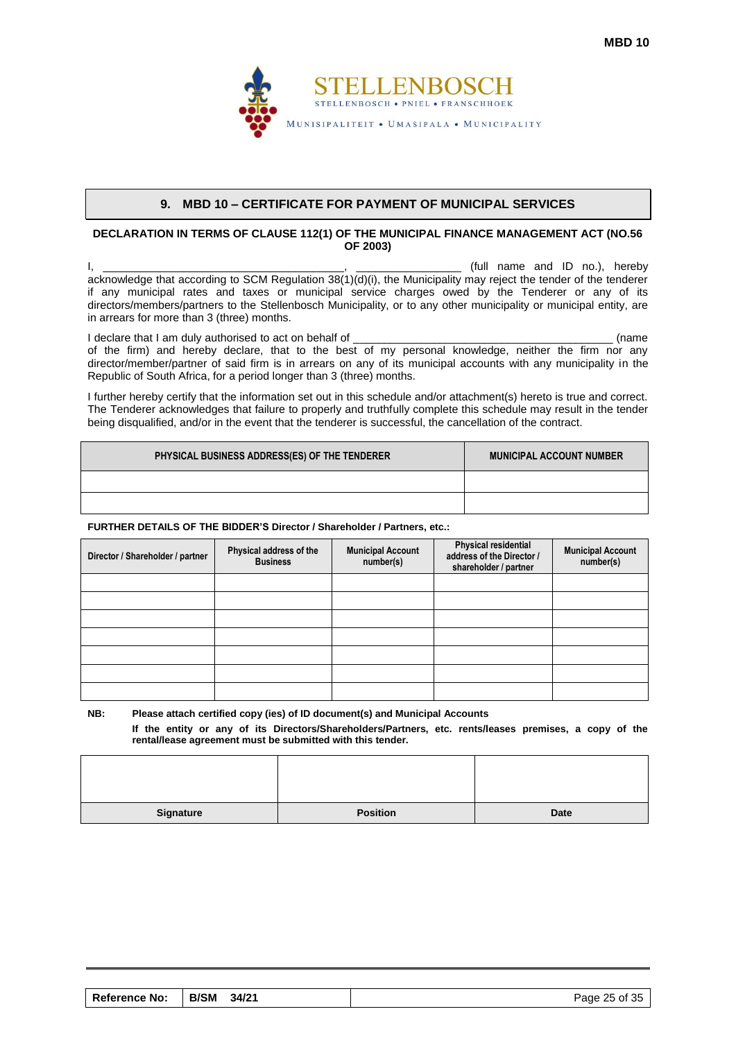MBD 10

STELLENBOSCH

STELLENBOSCH • PNIEL • FRANSCHHOEK

MUNISIPALITEIT • UMASIPALA • MUNICIPALITY

## 9. MBD 10 – CERTIFICATE FOR PAYMENT OF MUNICIPAL SERVICES

**DECLARATION IN TERMS OF CLAUSE 112(1) OF THE MUNICIPAL FINANCE MANAGEMENT ACT (NO.56 OF 2003)**

I, ______________________________________, ________________ (full name and ID no.), hereby acknowledge that according to SCM Regulation 38(1)(d)(i), the Municipality may reject the tender of the tenderer if any municipal rates and taxes or municipal service charges owed by the Tenderer or any of its directors/members/partners to the Stellenbosch Municipality, or to any other municipality or municipal entity, are in arrears for more than 3 (three) months.

I declare that I am duly authorised to act on behalf of ________________________________________ (name of the firm) and hereby declare, that to the best of my personal knowledge, neither the firm nor any director/member/partner of said firm is in arrears on any of its municipal accounts with any municipality in the Republic of South Africa, for a period longer than 3 (three) months.

I further hereby certify that the information set out in this schedule and/or attachment(s) hereto is true and correct. The Tenderer acknowledges that failure to properly and truthfully complete this schedule may result in the tender being disqualified, and/or in the event that the tenderer is successful, the cancellation of the contract.

| PHYSICAL BUSINESS ADDRESS(ES) OF THE TENDERER | MUNICIPAL ACCOUNT NUMBER |
|---|---|
| | |
| | |

**FURTHER DETAILS OF THE BIDDER'S Director / Shareholder / Partners, etc.:**

| Director / Shareholder / partner | Physical address of the Business | Municipal Account number(s) | Physical residential address of the Director / shareholder / partner | Municipal Account number(s) |
|---|---|---|---|---|
| | | | | |
| | | | | |
| | | | | |
| | | | | |
| | | | | |
| | | | | |
| | | | | |

**NB: Please attach certified copy (ies) of ID document(s) and Municipal Accounts**

**If the entity or any of its Directors/Shareholders/Partners, etc. rents/leases premises, a copy of the rental/lease agreement must be submitted with this tender.**

| | | |
|---|---|---|
| **Signature** | **Position** | **Date** |

| Reference No: | B/SM 34/21 |
|---|---|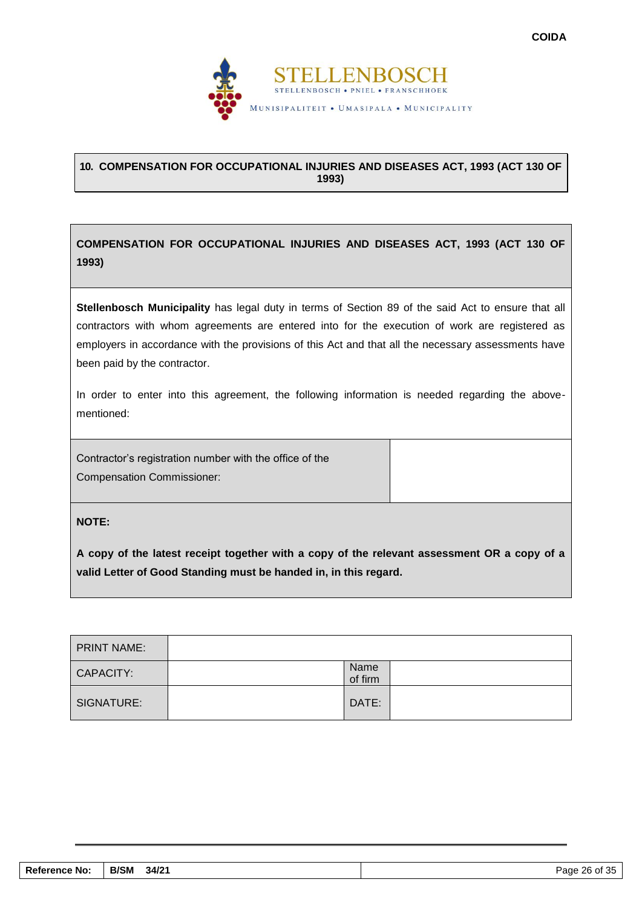## 10. COMPENSATION FOR OCCUPATIONAL INJURIES AND DISEASES ACT, 1993 (ACT 130 OF 1993)

**COMPENSATION FOR OCCUPATIONAL INJURIES AND DISEASES ACT, 1993 (ACT 130 OF 1993)**

**Stellenbosch Municipality** has legal duty in terms of Section 89 of the said Act to ensure that all contractors with whom agreements are entered into for the execution of work are registered as employers in accordance with the provisions of this Act and that all the necessary assessments have been paid by the contractor.

In order to enter into this agreement, the following information is needed regarding the above-mentioned:

| Contractor's registration number with the office of the Compensation Commissioner: | |
|---|---|

**NOTE:**

**A copy of the latest receipt together with a copy of the relevant assessment OR a copy of a valid Letter of Good Standing must be handed in, in this regard.**

| PRINT NAME: | | | |
|---|---|---|---|
| CAPACITY: | | Name of firm | |
| SIGNATURE: | | DATE: | |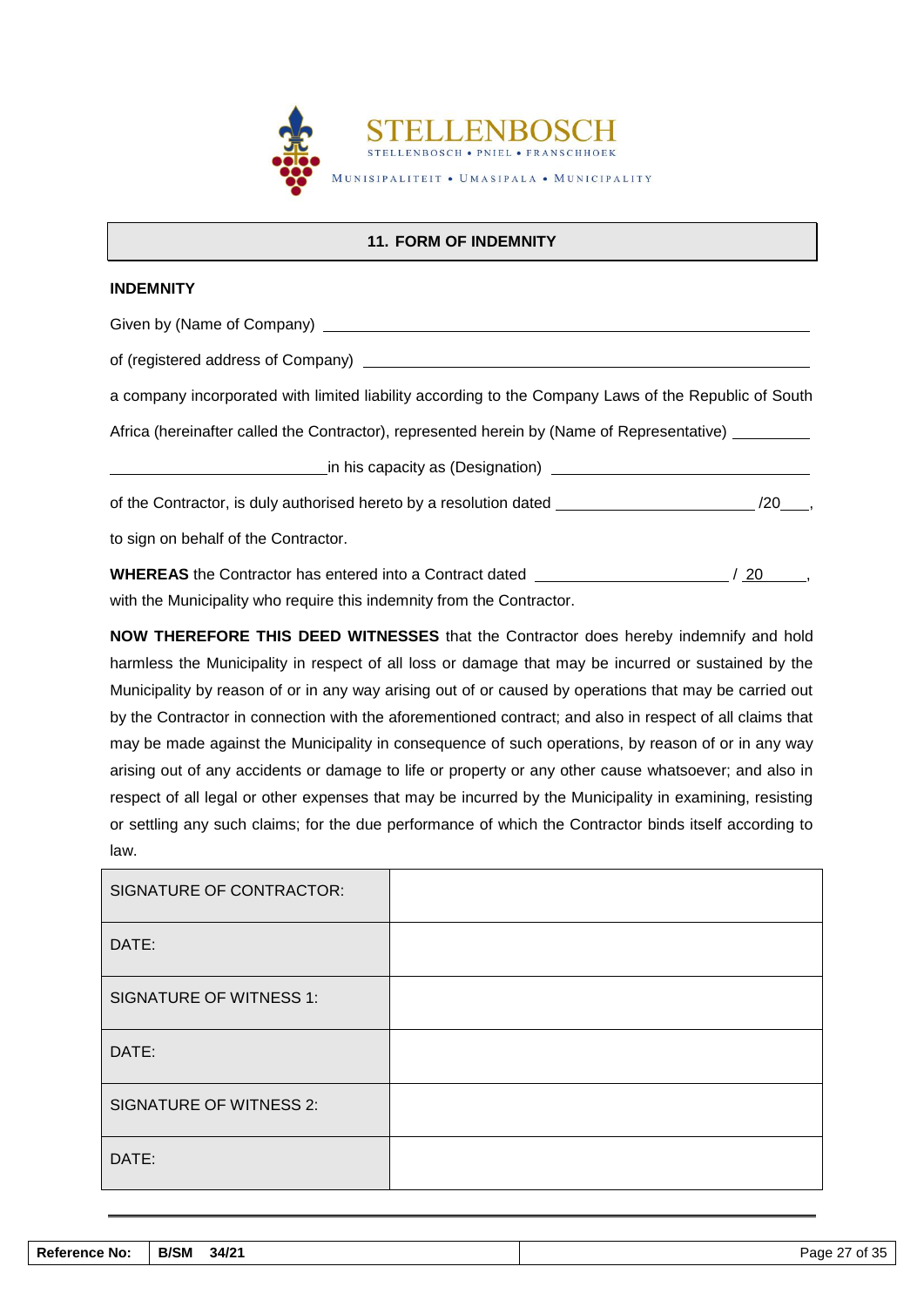STELLENBOSCH

STELLENBOSCH • PNIEL • FRANSCHHOEK

MUNISIPALITEIT • UMASIPALA • MUNICIPALITY

## 11. FORM OF INDEMNITY

**INDEMNITY**

Given by (Name of Company) ______________________________________________________________

of (registered address of Company) _______________________________________________________

a company incorporated with limited liability according to the Company Laws of the Republic of South Africa (hereinafter called the Contractor), represented herein by (Name of Representative) _________ _________________________in his capacity as (Designation) ______________________________

of the Contractor, is duly authorised hereto by a resolution dated ______________________ /20___,

to sign on behalf of the Contractor.

**WHEREAS** the Contractor has entered into a Contract dated ______________________ / 20_____, with the Municipality who require this indemnity from the Contractor.

**NOW THEREFORE THIS DEED WITNESSES** that the Contractor does hereby indemnify and hold harmless the Municipality in respect of all loss or damage that may be incurred or sustained by the Municipality by reason of or in any way arising out of or caused by operations that may be carried out by the Contractor in connection with the aforementioned contract; and also in respect of all claims that may be made against the Municipality in consequence of such operations, by reason of or in any way arising out of any accidents or damage to life or property or any other cause whatsoever; and also in respect of all legal or other expenses that may be incurred by the Municipality in examining, resisting or settling any such claims; for the due performance of which the Contractor binds itself according to law.

| | |
|---|---|
| SIGNATURE OF CONTRACTOR: | |
| DATE: | |
| SIGNATURE OF WITNESS 1: | |
| DATE: | |
| SIGNATURE OF WITNESS 2: | |
| DATE: | |

| Reference No: | B/SM 34/21 | |
|---|---|---|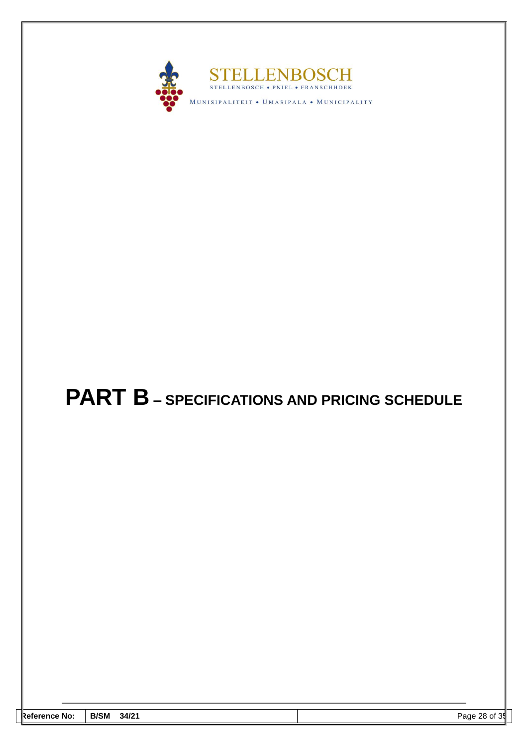STELLENBOSCH

STELLENBOSCH • PNIEL • FRANSCHHOEK

MUNISIPALITEIT • UMASIPALA • MUNICIPALITY

# PART B – SPECIFICATIONS AND PRICING SCHEDULE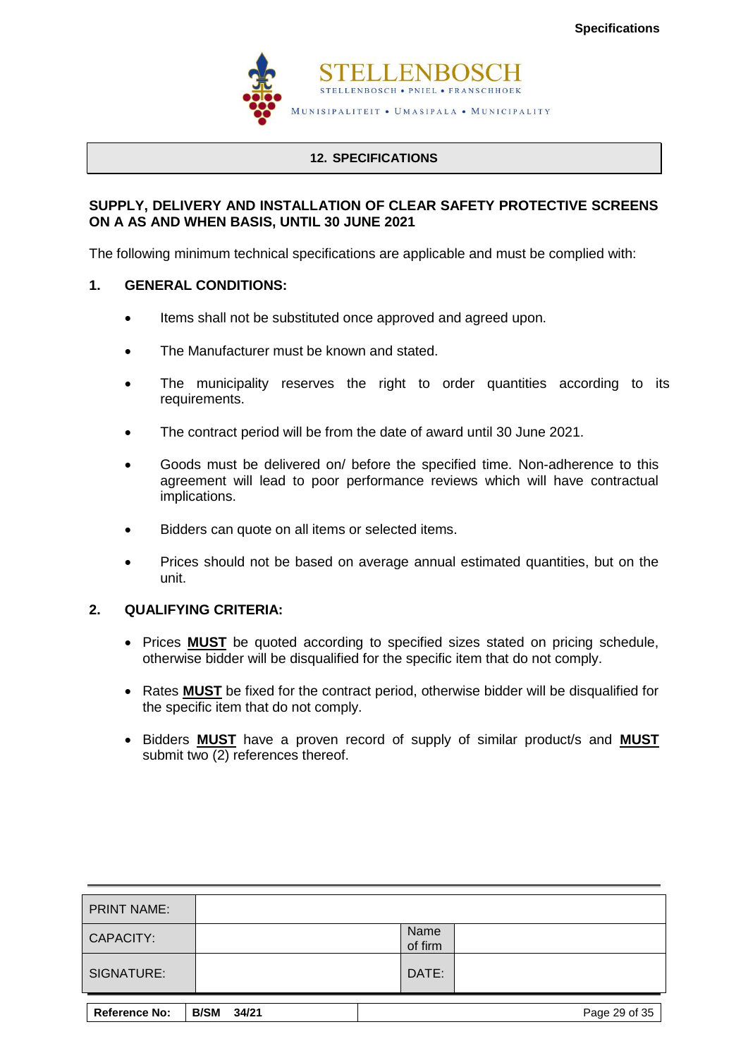## 12. SPECIFICATIONS

**SUPPLY, DELIVERY AND INSTALLATION OF CLEAR SAFETY PROTECTIVE SCREENS ON A AS AND WHEN BASIS, UNTIL 30 JUNE 2021**

The following minimum technical specifications are applicable and must be complied with:

### 1. GENERAL CONDITIONS:

- Items shall not be substituted once approved and agreed upon.
- The Manufacturer must be known and stated.
- The municipality reserves the right to order quantities according to its requirements.
- The contract period will be from the date of award until 30 June 2021.
- Goods must be delivered on/ before the specified time. Non-adherence to this agreement will lead to poor performance reviews which will have contractual implications.
- Bidders can quote on all items or selected items.
- Prices should not be based on average annual estimated quantities, but on the unit.

### 2. QUALIFYING CRITERIA:

- Prices **MUST** be quoted according to specified sizes stated on pricing schedule, otherwise bidder will be disqualified for the specific item that do not comply.
- Rates **MUST** be fixed for the contract period, otherwise bidder will be disqualified for the specific item that do not comply.
- Bidders **MUST** have a proven record of supply of similar product/s and **MUST** submit two (2) references thereof.

| PRINT NAME: | | | |
|---|---|---|---|
| CAPACITY: | | Name of firm | |
| SIGNATURE: | | DATE: | |

| Reference No: | B/SM 34/21 |
|---|---|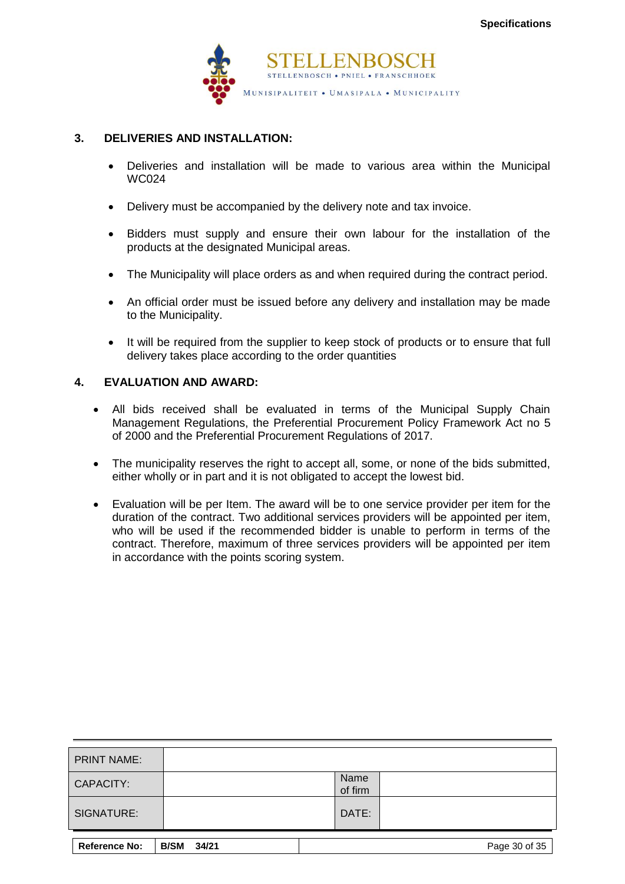## 3. DELIVERIES AND INSTALLATION:

- Deliveries and installation will be made to various area within the Municipal WC024
- Delivery must be accompanied by the delivery note and tax invoice.
- Bidders must supply and ensure their own labour for the installation of the products at the designated Municipal areas.
- The Municipality will place orders as and when required during the contract period.
- An official order must be issued before any delivery and installation may be made to the Municipality.
- It will be required from the supplier to keep stock of products or to ensure that full delivery takes place according to the order quantities

## 4. EVALUATION AND AWARD:

- All bids received shall be evaluated in terms of the Municipal Supply Chain Management Regulations, the Preferential Procurement Policy Framework Act no 5 of 2000 and the Preferential Procurement Regulations of 2017.
- The municipality reserves the right to accept all, some, or none of the bids submitted, either wholly or in part and it is not obligated to accept the lowest bid.
- Evaluation will be per Item. The award will be to one service provider per item for the duration of the contract. Two additional services providers will be appointed per item, who will be used if the recommended bidder is unable to perform in terms of the contract. Therefore, maximum of three services providers will be appointed per item in accordance with the points scoring system.

| PRINT NAME: | | | |
|---|---|---|---|
| CAPACITY: | | Name of firm | |
| SIGNATURE: | | DATE: | |

| Reference No: | B/SM 34/21 |
|---|---|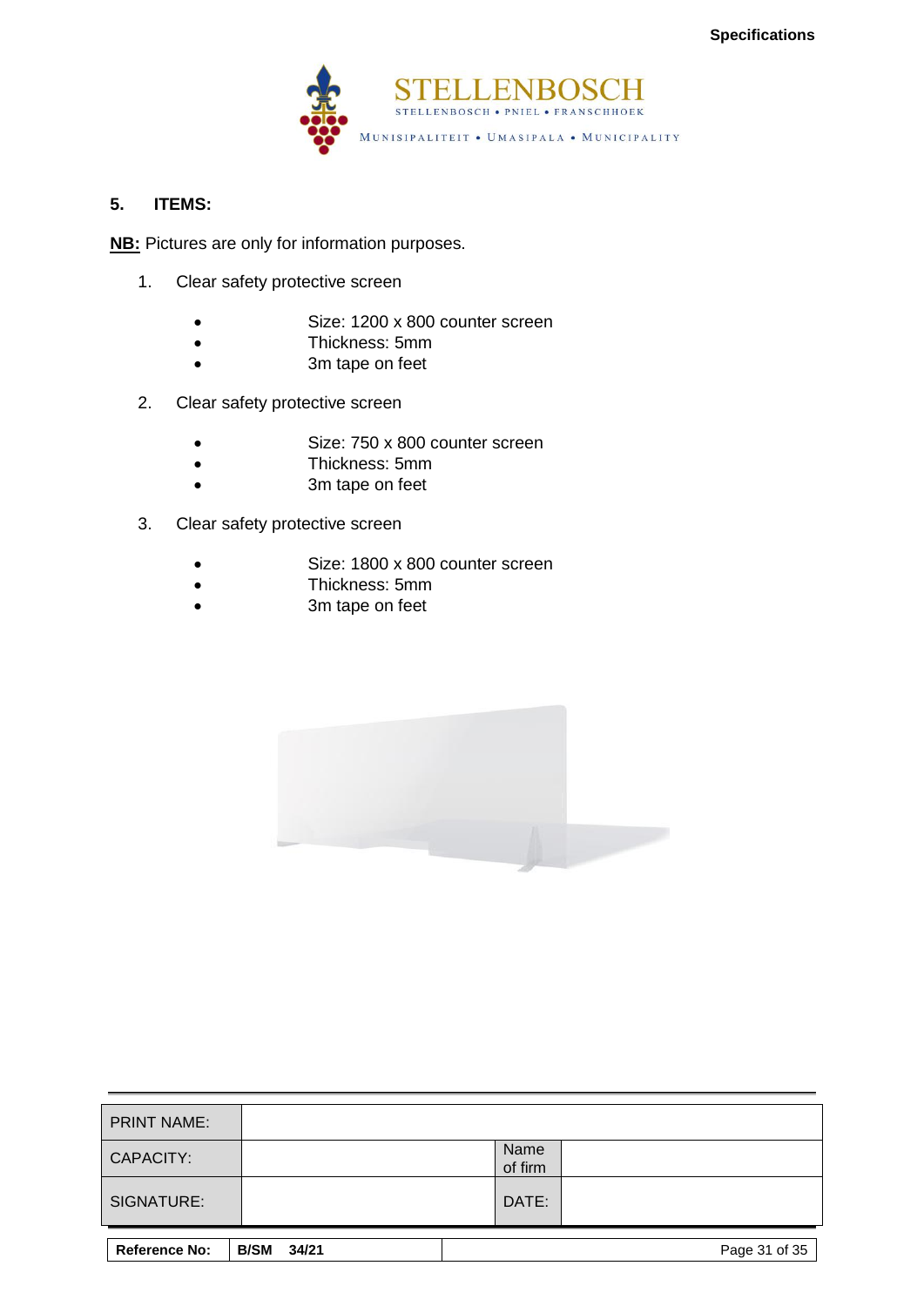## 5. ITEMS:

**NB:** Pictures are only for information purposes.

1. Clear safety protective screen
   - Size: 1200 x 800 counter screen
   - Thickness: 5mm
   - 3m tape on feet

2. Clear safety protective screen
   - Size: 750 x 800 counter screen
   - Thickness: 5mm
   - 3m tape on feet

3. Clear safety protective screen
   - Size: 1800 x 800 counter screen
   - Thickness: 5mm
   - 3m tape on feet

| PRINT NAME: | | | |
|---|---|---|---|
| CAPACITY: | | Name of firm | |
| SIGNATURE: | | DATE: | |

| Reference No: | B/SM 34/21 |
|---|---|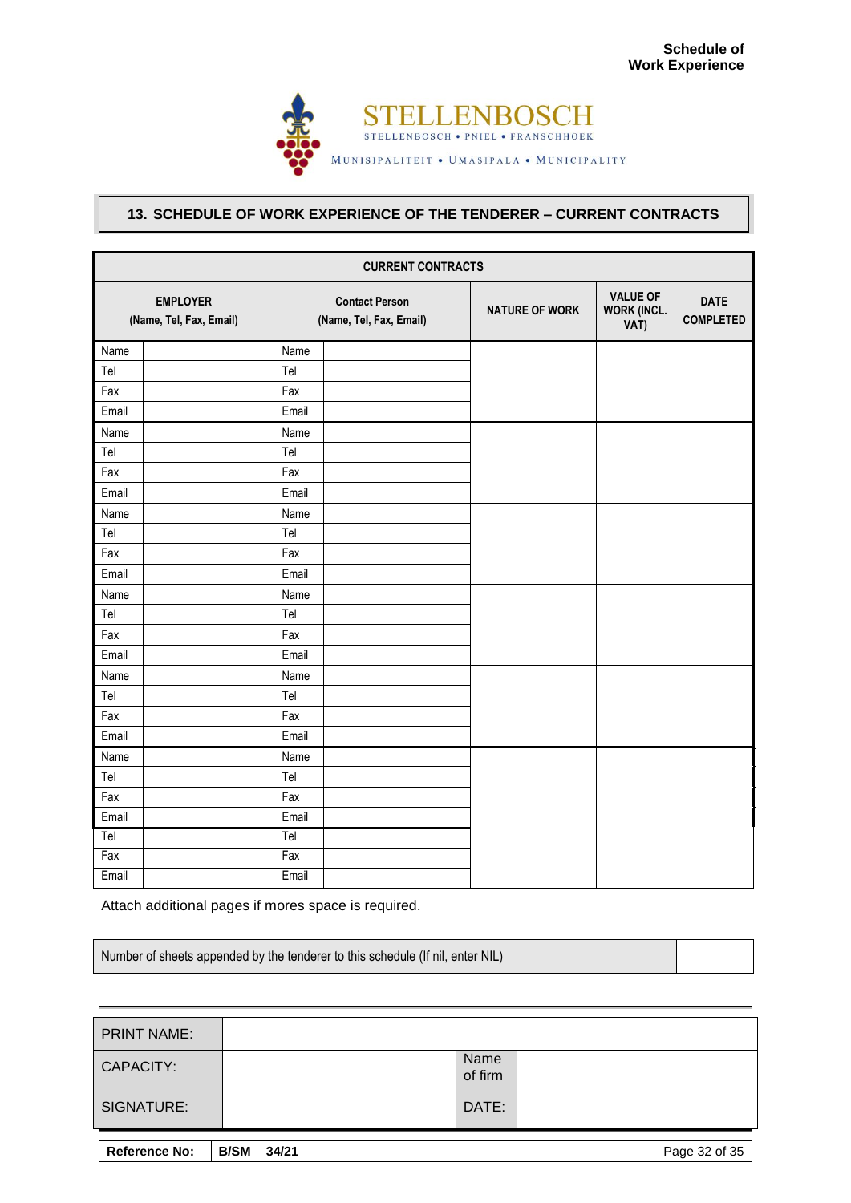## 13. SCHEDULE OF WORK EXPERIENCE OF THE TENDERER – CURRENT CONTRACTS

| CURRENT CONTRACTS | | | | | | |
|---|---|---|---|---|---|---|
| **EMPLOYER (Name, Tel, Fax, Email)** | | **Contact Person (Name, Tel, Fax, Email)** | | **NATURE OF WORK** | **VALUE OF WORK (INCL. VAT)** | **DATE COMPLETED** |
| Name | | Name | | | | |
| Tel | | Tel | | | | |
| Fax | | Fax | | | | |
| Email | | Email | | | | |
| Name | | Name | | | | |
| Tel | | Tel | | | | |
| Fax | | Fax | | | | |
| Email | | Email | | | | |
| Name | | Name | | | | |
| Tel | | Tel | | | | |
| Fax | | Fax | | | | |
| Email | | Email | | | | |
| Name | | Name | | | | |
| Tel | | Tel | | | | |
| Fax | | Fax | | | | |
| Email | | Email | | | | |
| Name | | Name | | | | |
| Tel | | Tel | | | | |
| Fax | | Fax | | | | |
| Email | | Email | | | | |
| Name | | Name | | | | |
| Tel | | Tel | | | | |
| Fax | | Fax | | | | |
| Email | | Email | | | | |
| Tel | | Tel | | | | |
| Fax | | Fax | | | | |
| Email | | Email | | | | |

Attach additional pages if mores space is required.

| Number of sheets appended by the tenderer to this schedule (If nil, enter NIL) | |
|---|---|

| PRINT NAME: | | | |
|---|---|---|---|
| CAPACITY: | | Name of firm | |
| SIGNATURE: | | DATE: | |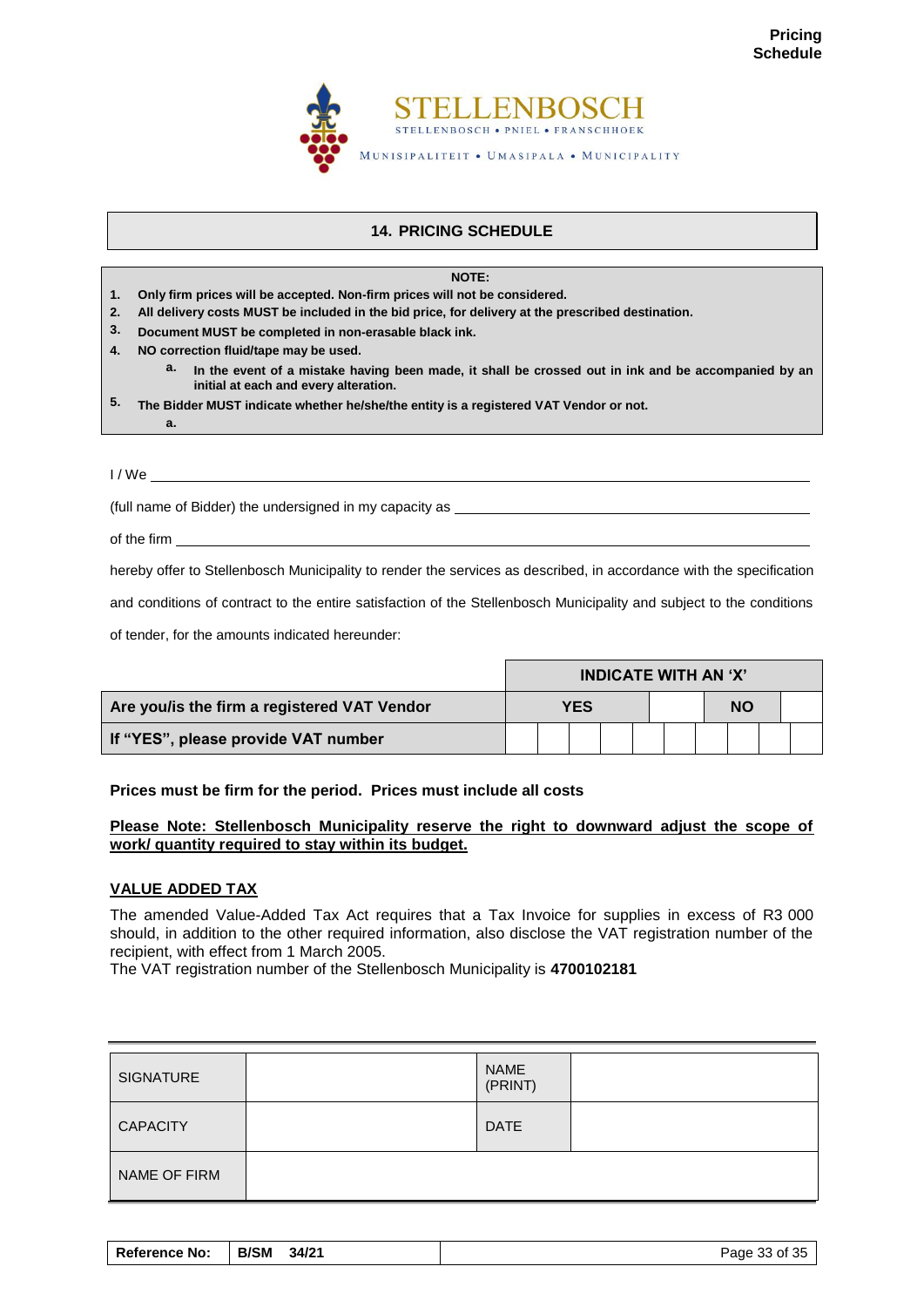**Pricing Schedule**

STELLENBOSCH
STELLENBOSCH • PNIEL • FRANSCHHOEK
MUNISIPALITEIT • UMASIPALA • MUNICIPALITY

## 14. PRICING SCHEDULE

**NOTE:**

1. **Only firm prices will be accepted. Non-firm prices will not be considered.**
2. **All delivery costs MUST be included in the bid price, for delivery at the prescribed destination.**
3. **Document MUST be completed in non-erasable black ink.**
4. **NO correction fluid/tape may be used.**
   a. **In the event of a mistake having been made, it shall be crossed out in ink and be accompanied by an initial at each and every alteration.**
5. **The Bidder MUST indicate whether he/she/the entity is a registered VAT Vendor or not.**
   a.

I / We ____________________________________________________________

(full name of Bidder) the undersigned in my capacity as ______________________________

of the firm ____________________________________________________________

hereby offer to Stellenbosch Municipality to render the services as described, in accordance with the specification and conditions of contract to the entire satisfaction of the Stellenbosch Municipality and subject to the conditions of tender, for the amounts indicated hereunder:

| | INDICATE WITH AN 'X' | | | | | | | | | |
|---|---|---|---|---|---|---|---|---|---|---|
| **Are you/is the firm a registered VAT Vendor** | **YES** | | | | | **NO** | | | | |
| **If "YES", please provide VAT number** | | | | | | | | | | |

**Prices must be firm for the period. Prices must include all costs**

**<u>Please Note: Stellenbosch Municipality reserve the right to downward adjust the scope of work/ quantity required to stay within its budget.</u>**

**<u>VALUE ADDED TAX</u>**

The amended Value-Added Tax Act requires that a Tax Invoice for supplies in excess of R3 000 should, in addition to the other required information, also disclose the VAT registration number of the recipient, with effect from 1 March 2005.
The VAT registration number of the Stellenbosch Municipality is **4700102181**

| SIGNATURE | | NAME (PRINT) | |
|---|---|---|---|
| CAPACITY | | DATE | |
| NAME OF FIRM | | | |

| **Reference No:** | **B/SM 34/21** |
|---|---|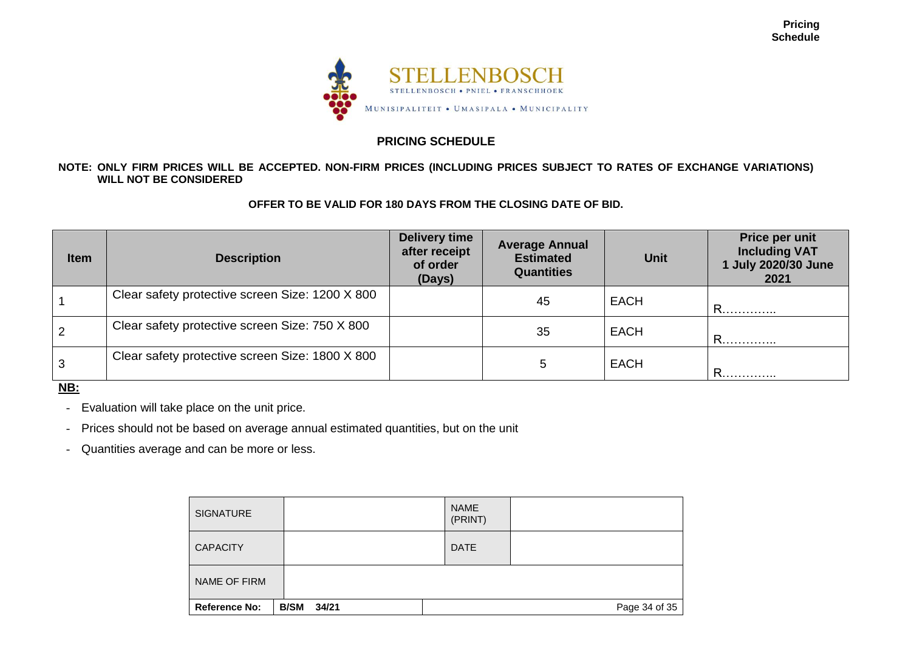**Pricing Schedule**

STELLENBOSCH
STELLENBOSCH • PNIEL • FRANSCHHOEK
MUNISIPALITEIT • UMASIPALA • MUNICIPALITY

## PRICING SCHEDULE

**NOTE: ONLY FIRM PRICES WILL BE ACCEPTED. NON-FIRM PRICES (INCLUDING PRICES SUBJECT TO RATES OF EXCHANGE VARIATIONS) WILL NOT BE CONSIDERED**

**OFFER TO BE VALID FOR 180 DAYS FROM THE CLOSING DATE OF BID.**

| Item | Description | Delivery time after receipt of order (Days) | Average Annual Estimated Quantities | Unit | Price per unit Including VAT 1 July 2020/30 June 2021 |
|---|---|---|---|---|---|
| 1 | Clear safety protective screen Size: 1200 X 800 | | 45 | EACH | R………….. |
| 2 | Clear safety protective screen Size: 750 X 800 | | 35 | EACH | R………….. |
| 3 | Clear safety protective screen Size: 1800 X 800 | | 5 | EACH | R………….. |

**NB:**

- Evaluation will take place on the unit price.
- Prices should not be based on average annual estimated quantities, but on the unit
- Quantities average and can be more or less.

| SIGNATURE | | NAME (PRINT) | |
|---|---|---|---|
| CAPACITY | | DATE | |
| NAME OF FIRM | | | |
| **Reference No:** | **B/SM 34/21** | | |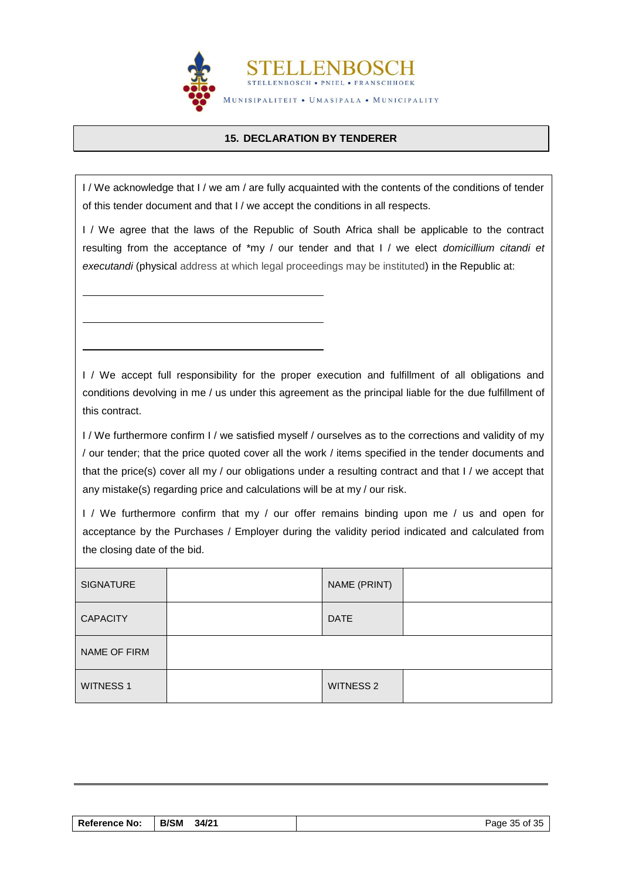## 15. DECLARATION BY TENDERER

I / We acknowledge that I / we am / are fully acquainted with the contents of the conditions of tender of this tender document and that I / we accept the conditions in all respects.

I / We agree that the laws of the Republic of South Africa shall be applicable to the contract resulting from the acceptance of *my / our tender and that I / we elect *domicillium citandi et executandi* (physical address at which legal proceedings may be instituted) in the Republic at:

\_\_\_\_\_\_\_\_\_\_\_\_\_\_\_\_\_\_\_\_\_\_\_\_\_\_\_\_\_\_\_\_\_\_\_\_\_\_\_\_

\_\_\_\_\_\_\_\_\_\_\_\_\_\_\_\_\_\_\_\_\_\_\_\_\_\_\_\_\_\_\_\_\_\_\_\_\_\_\_\_

\_\_\_\_\_\_\_\_\_\_\_\_\_\_\_\_\_\_\_\_\_\_\_\_\_\_\_\_\_\_\_\_\_\_\_\_\_\_\_\_

I / We accept full responsibility for the proper execution and fulfillment of all obligations and conditions devolving in me / us under this agreement as the principal liable for the due fulfillment of this contract.

I / We furthermore confirm I / we satisfied myself / ourselves as to the corrections and validity of my / our tender; that the price quoted cover all the work / items specified in the tender documents and that the price(s) cover all my / our obligations under a resulting contract and that I / we accept that any mistake(s) regarding price and calculations will be at my / our risk.

I / We furthermore confirm that my / our offer remains binding upon me / us and open for acceptance by the Purchases / Employer during the validity period indicated and calculated from the closing date of the bid.

| | | | |
|---|---|---|---|
| SIGNATURE | | NAME (PRINT) | |
| CAPACITY | | DATE | |
| NAME OF FIRM | | | |
| WITNESS 1 | | WITNESS 2 | |

| | | |
|---|---|---|
| Reference No: | B/SM 34/21 | |